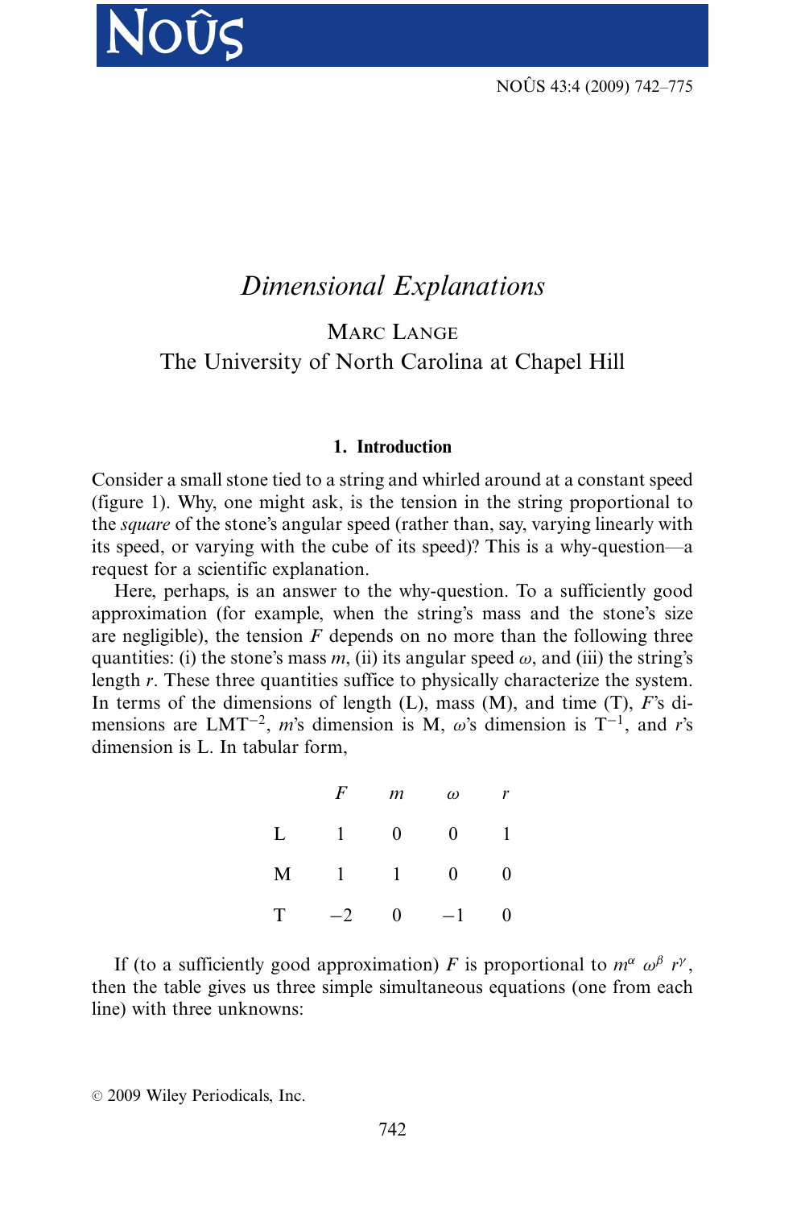# *Dimensional Explanations*

MARC LANGE
The University of North Carolina at Chapel Hill

## 1. Introduction

Consider a small stone tied to a string and whirled around at a constant speed (figure 1). Why, one might ask, is the tension in the string proportional to the *square* of the stone's angular speed (rather than, say, varying linearly with its speed, or varying with the cube of its speed)? This is a why-question—a request for a scientific explanation.

Here, perhaps, is an answer to the why-question. To a sufficiently good approximation (for example, when the string's mass and the stone's size are negligible), the tension $F$ depends on no more than the following three quantities: (i) the stone's mass $m$, (ii) its angular speed $\omega$, and (iii) the string's length $r$. These three quantities suffice to physically characterize the system. In terms of the dimensions of length (L), mass (M), and time (T), $F$'s dimensions are $LMT^{-2}$, $m$'s dimension is M, $\omega$'s dimension is $T^{-1}$, and $r$'s dimension is L. In tabular form,

| | $F$ | $m$ | $\omega$ | $r$ |
|---|---|---|---|---|
| L | 1 | 0 | 0 | 1 |
| M | 1 | 1 | 0 | 0 |
| T | −2 | 0 | −1 | 0 |

If (to a sufficiently good approximation) $F$ is proportional to $m^{\alpha}\ \omega^{\beta}\ r^{\gamma}$, then the table gives us three simple simultaneous equations (one from each line) with three unknowns: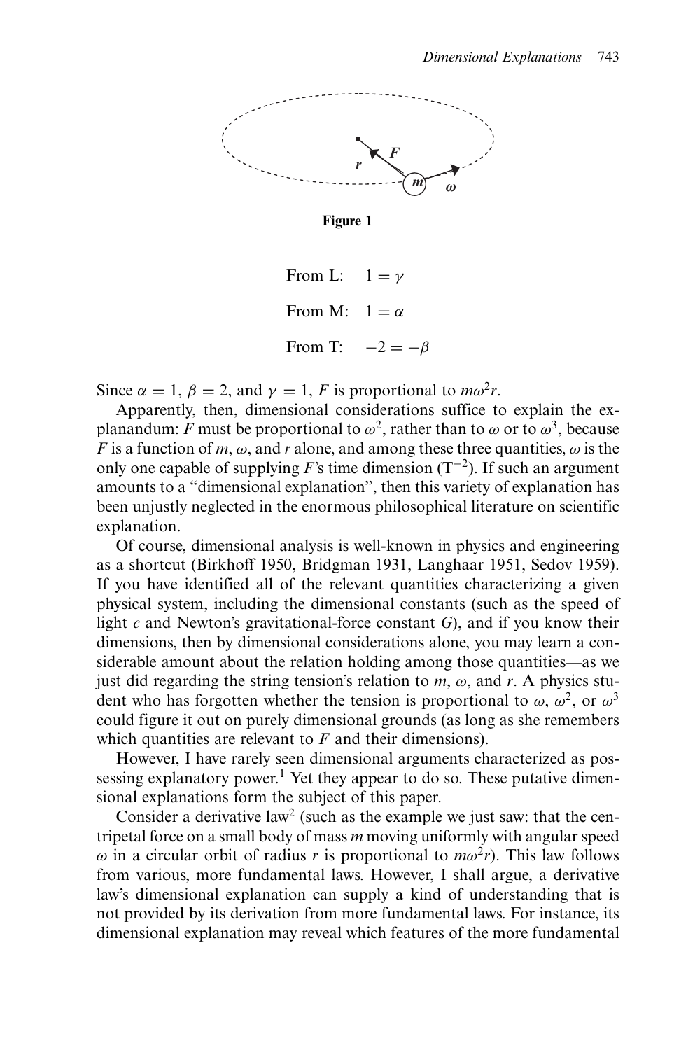Figure 1

From L: $1 = \gamma$

From M: $1 = \alpha$

From T: $-2 = -\beta$

Since $\alpha = 1$, $\beta = 2$, and $\gamma = 1$, $F$ is proportional to $m\omega^2 r$.

Apparently, then, dimensional considerations suffice to explain the explanandum: $F$ must be proportional to $\omega^2$, rather than to $\omega$ or to $\omega^3$, because $F$ is a function of $m$, $\omega$, and $r$ alone, and among these three quantities, $\omega$ is the only one capable of supplying $F$'s time dimension ($T^{-2}$). If such an argument amounts to a "dimensional explanation", then this variety of explanation has been unjustly neglected in the enormous philosophical literature on scientific explanation.

Of course, dimensional analysis is well-known in physics and engineering as a shortcut (Birkhoff 1950, Bridgman 1931, Langhaar 1951, Sedov 1959). If you have identified all of the relevant quantities characterizing a given physical system, including the dimensional constants (such as the speed of light $c$ and Newton's gravitational-force constant $G$), and if you know their dimensions, then by dimensional considerations alone, you may learn a considerable amount about the relation holding among those quantities—as we just did regarding the string tension's relation to $m$, $\omega$, and $r$. A physics student who has forgotten whether the tension is proportional to $\omega$, $\omega^2$, or $\omega^3$ could figure it out on purely dimensional grounds (as long as she remembers which quantities are relevant to $F$ and their dimensions).

However, I have rarely seen dimensional arguments characterized as possessing explanatory power.[1] Yet they appear to do so. These putative dimensional explanations form the subject of this paper.

Consider a derivative law[2] (such as the example we just saw: that the centripetal force on a small body of mass $m$ moving uniformly with angular speed $\omega$ in a circular orbit of radius $r$ is proportional to $m\omega^2 r$). This law follows from various, more fundamental laws. However, I shall argue, a derivative law's dimensional explanation can supply a kind of understanding that is not provided by its derivation from more fundamental laws. For instance, its dimensional explanation may reveal which features of the more fundamental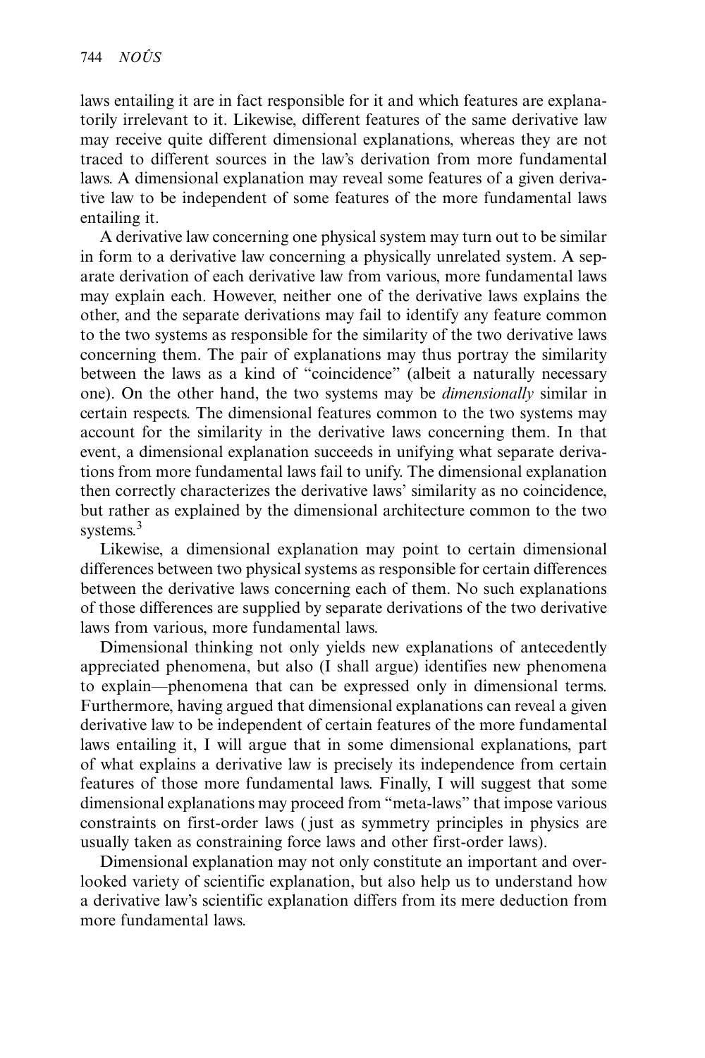laws entailing it are in fact responsible for it and which features are explanatorily irrelevant to it. Likewise, different features of the same derivative law may receive quite different dimensional explanations, whereas they are not traced to different sources in the law's derivation from more fundamental laws. A dimensional explanation may reveal some features of a given derivative law to be independent of some features of the more fundamental laws entailing it.

A derivative law concerning one physical system may turn out to be similar in form to a derivative law concerning a physically unrelated system. A separate derivation of each derivative law from various, more fundamental laws may explain each. However, neither one of the derivative laws explains the other, and the separate derivations may fail to identify any feature common to the two systems as responsible for the similarity of the two derivative laws concerning them. The pair of explanations may thus portray the similarity between the laws as a kind of "coincidence" (albeit a naturally necessary one). On the other hand, the two systems may be *dimensionally* similar in certain respects. The dimensional features common to the two systems may account for the similarity in the derivative laws concerning them. In that event, a dimensional explanation succeeds in unifying what separate derivations from more fundamental laws fail to unify. The dimensional explanation then correctly characterizes the derivative laws' similarity as no coincidence, but rather as explained by the dimensional architecture common to the two systems.[3]

Likewise, a dimensional explanation may point to certain dimensional differences between two physical systems as responsible for certain differences between the derivative laws concerning each of them. No such explanations of those differences are supplied by separate derivations of the two derivative laws from various, more fundamental laws.

Dimensional thinking not only yields new explanations of antecedently appreciated phenomena, but also (I shall argue) identifies new phenomena to explain—phenomena that can be expressed only in dimensional terms. Furthermore, having argued that dimensional explanations can reveal a given derivative law to be independent of certain features of the more fundamental laws entailing it, I will argue that in some dimensional explanations, part of what explains a derivative law is precisely its independence from certain features of those more fundamental laws. Finally, I will suggest that some dimensional explanations may proceed from "meta-laws" that impose various constraints on first-order laws (just as symmetry principles in physics are usually taken as constraining force laws and other first-order laws).

Dimensional explanation may not only constitute an important and overlooked variety of scientific explanation, but also help us to understand how a derivative law's scientific explanation differs from its mere deduction from more fundamental laws.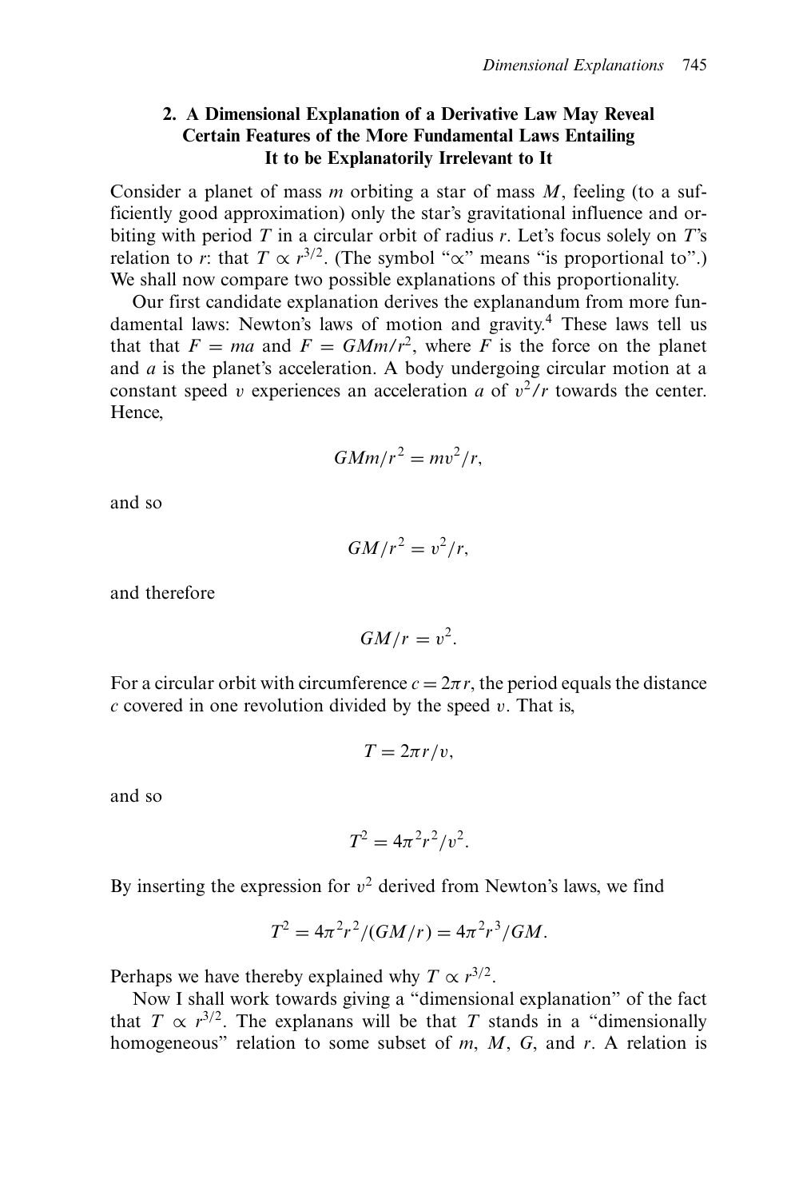## 2. A Dimensional Explanation of a Derivative Law May Reveal Certain Features of the More Fundamental Laws Entailing It to be Explanatorily Irrelevant to It

Consider a planet of mass $m$ orbiting a star of mass $M$, feeling (to a sufficiently good approximation) only the star's gravitational influence and orbiting with period $T$ in a circular orbit of radius $r$. Let's focus solely on $T$'s relation to $r$: that $T \propto r^{3/2}$. (The symbol "$\propto$" means "is proportional to".) We shall now compare two possible explanations of this proportionality.

Our first candidate explanation derives the explanandum from more fundamental laws: Newton's laws of motion and gravity.[4] These laws tell us that that $F = ma$ and $F = GMm/r^2$, where $F$ is the force on the planet and $a$ is the planet's acceleration. A body undergoing circular motion at a constant speed $v$ experiences an acceleration $a$ of $v^2/r$ towards the center. Hence,

$$GMm/r^2 = mv^2/r,$$

and so

$$GM/r^2 = v^2/r,$$

and therefore

$$GM/r = v^2.$$

For a circular orbit with circumference $c = 2\pi r$, the period equals the distance $c$ covered in one revolution divided by the speed $v$. That is,

$$T = 2\pi r/v,$$

and so

$$T^2 = 4\pi^2 r^2/v^2.$$

By inserting the expression for $v^2$ derived from Newton's laws, we find

$$T^2 = 4\pi^2 r^2/(GM/r) = 4\pi^2 r^3/GM.$$

Perhaps we have thereby explained why $T \propto r^{3/2}$.

Now I shall work towards giving a "dimensional explanation" of the fact that $T \propto r^{3/2}$. The explanans will be that $T$ stands in a "dimensionally homogeneous" relation to some subset of $m$, $M$, $G$, and $r$. A relation is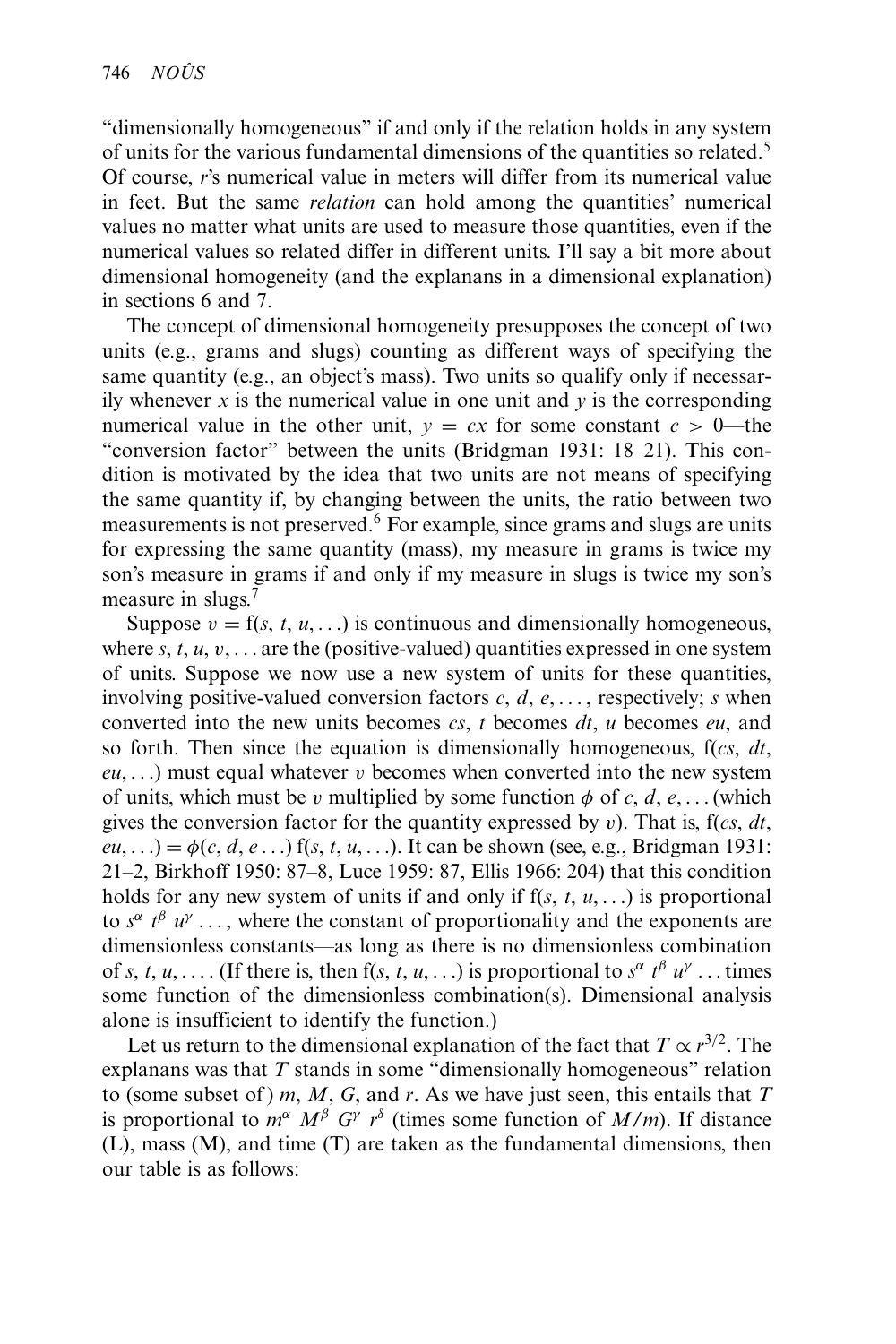"dimensionally homogeneous" if and only if the relation holds in any system of units for the various fundamental dimensions of the quantities so related.[5] Of course, *r*'s numerical value in meters will differ from its numerical value in feet. But the same *relation* can hold among the quantities' numerical values no matter what units are used to measure those quantities, even if the numerical values so related differ in different units. I'll say a bit more about dimensional homogeneity (and the explanans in a dimensional explanation) in sections 6 and 7.

The concept of dimensional homogeneity presupposes the concept of two units (e.g., grams and slugs) counting as different ways of specifying the same quantity (e.g., an object's mass). Two units so qualify only if necessarily whenever $x$ is the numerical value in one unit and $y$ is the corresponding numerical value in the other unit, $y = cx$ for some constant $c > 0$—the "conversion factor" between the units (Bridgman 1931: 18–21). This condition is motivated by the idea that two units are not means of specifying the same quantity if, by changing between the units, the ratio between two measurements is not preserved.[6] For example, since grams and slugs are units for expressing the same quantity (mass), my measure in grams is twice my son's measure in grams if and only if my measure in slugs is twice my son's measure in slugs.[7]

Suppose $v = f(s, t, u, \ldots)$ is continuous and dimensionally homogeneous, where $s, t, u, v, \ldots$ are the (positive-valued) quantities expressed in one system of units. Suppose we now use a new system of units for these quantities, involving positive-valued conversion factors $c, d, e, \ldots$, respectively; $s$ when converted into the new units becomes $cs$, $t$ becomes $dt$, $u$ becomes $eu$, and so forth. Then since the equation is dimensionally homogeneous, $f(cs, dt, eu, \ldots)$ must equal whatever $v$ becomes when converted into the new system of units, which must be $v$ multiplied by some function $\phi$ of $c, d, e, \ldots$ (which gives the conversion factor for the quantity expressed by $v$). That is, $f(cs, dt, eu, \ldots) = \phi(c, d, e \ldots) f(s, t, u, \ldots)$. It can be shown (see, e.g., Bridgman 1931: 21–2, Birkhoff 1950: 87–8, Luce 1959: 87, Ellis 1966: 204) that this condition holds for any new system of units if and only if $f(s, t, u, \ldots)$ is proportional to $s^{\alpha}\, t^{\beta}\, u^{\gamma} \ldots$, where the constant of proportionality and the exponents are dimensionless constants—as long as there is no dimensionless combination of $s, t, u, \ldots$. (If there is, then $f(s, t, u, \ldots)$ is proportional to $s^{\alpha}\, t^{\beta}\, u^{\gamma} \ldots$ times some function of the dimensionless combination(s). Dimensional analysis alone is insufficient to identify the function.)

Let us return to the dimensional explanation of the fact that $T \propto r^{3/2}$. The explanans was that $T$ stands in some "dimensionally homogeneous" relation to (some subset of) $m$, $M$, $G$, and $r$. As we have just seen, this entails that $T$ is proportional to $m^{\alpha}\, M^{\beta}\, G^{\gamma}\, r^{\delta}$ (times some function of $M/m$). If distance (L), mass (M), and time (T) are taken as the fundamental dimensions, then our table is as follows: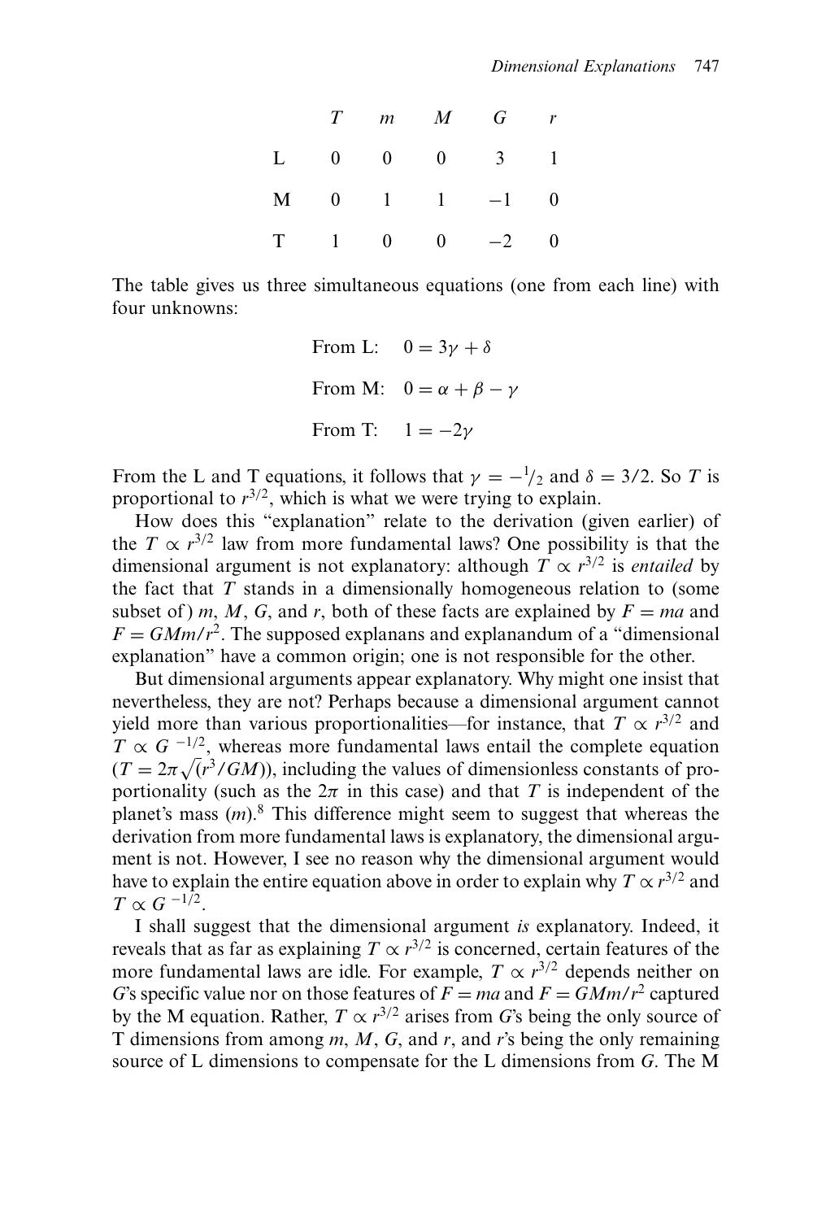| | $T$ | $m$ | $M$ | $G$ | $r$ |
|---|---|---|---|---|---|
| L | 0 | 0 | 0 | 3 | 1 |
| M | 0 | 1 | 1 | −1 | 0 |
| T | 1 | 0 | 0 | −2 | 0 |

The table gives us three simultaneous equations (one from each line) with four unknowns:

From L: $0 = 3\gamma + \delta$

From M: $0 = \alpha + \beta - \gamma$

From T: $1 = -2\gamma$

From the L and T equations, it follows that $\gamma = -1/2$ and $\delta = 3/2$. So $T$ is proportional to $r^{3/2}$, which is what we were trying to explain.

How does this "explanation" relate to the derivation (given earlier) of the $T \propto r^{3/2}$ law from more fundamental laws? One possibility is that the dimensional argument is not explanatory: although $T \propto r^{3/2}$ is *entailed* by the fact that $T$ stands in a dimensionally homogeneous relation to (some subset of) $m$, $M$, $G$, and $r$, both of these facts are explained by $F = ma$ and $F = GMm/r^2$. The supposed explanans and explanandum of a "dimensional explanation" have a common origin; one is not responsible for the other.

But dimensional arguments appear explanatory. Why might one insist that nevertheless, they are not? Perhaps because a dimensional argument cannot yield more than various proportionalities—for instance, that $T \propto r^{3/2}$ and $T \propto G^{-1/2}$, whereas more fundamental laws entail the complete equation ($T = 2\pi\sqrt{(r^3/GM)}$), including the values of dimensionless constants of proportionality (such as the $2\pi$ in this case) and that $T$ is independent of the planet's mass ($m$).[8] This difference might seem to suggest that whereas the derivation from more fundamental laws is explanatory, the dimensional argument is not. However, I see no reason why the dimensional argument would have to explain the entire equation above in order to explain why $T \propto r^{3/2}$ and $T \propto G^{-1/2}$.

I shall suggest that the dimensional argument *is* explanatory. Indeed, it reveals that as far as explaining $T \propto r^{3/2}$ is concerned, certain features of the more fundamental laws are idle. For example, $T \propto r^{3/2}$ depends neither on $G$'s specific value nor on those features of $F = ma$ and $F = GMm/r^2$ captured by the M equation. Rather, $T \propto r^{3/2}$ arises from $G$'s being the only source of T dimensions from among $m$, $M$, $G$, and $r$, and $r$'s being the only remaining source of L dimensions to compensate for the L dimensions from $G$. The M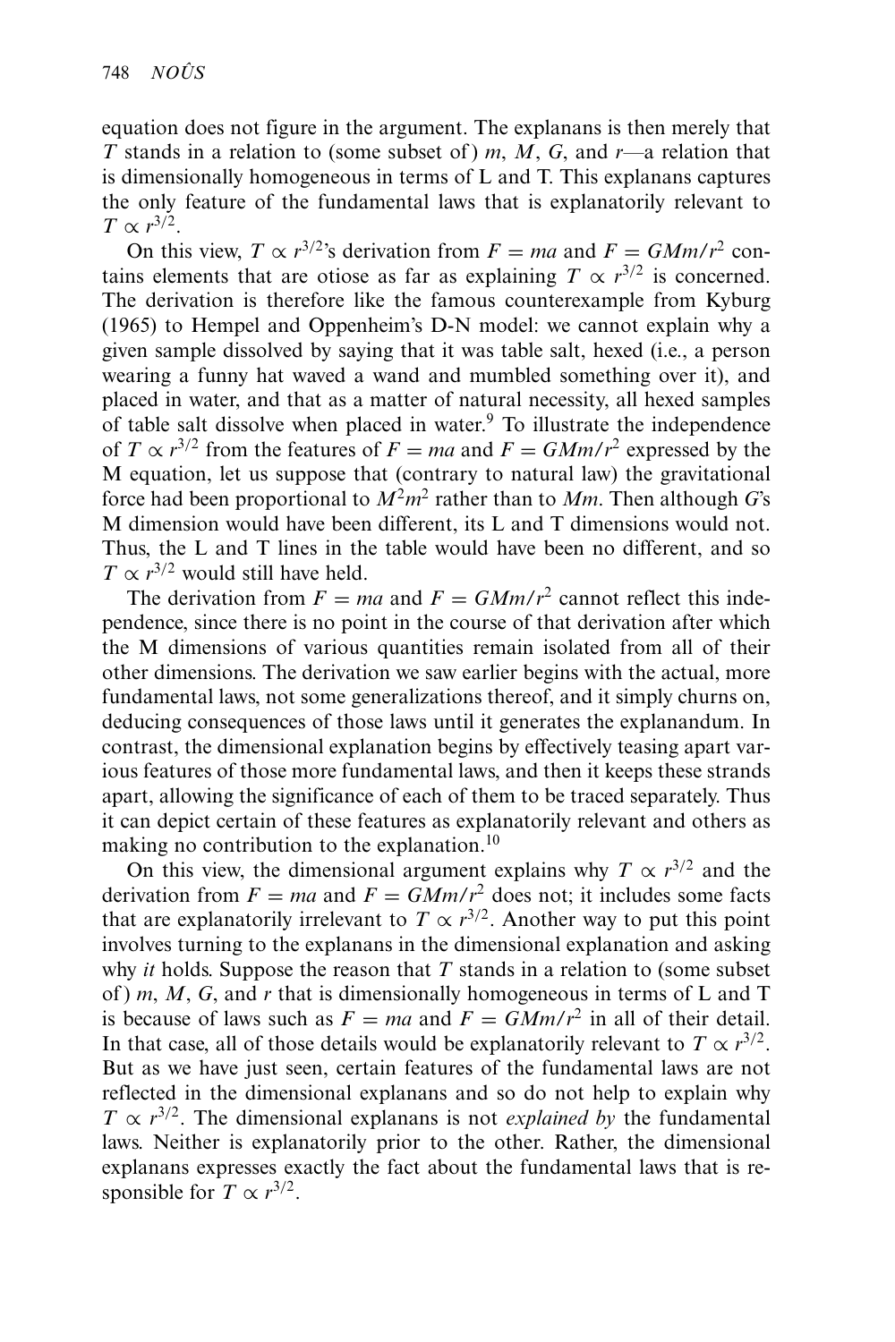equation does not figure in the argument. The explanans is then merely that $T$ stands in a relation to (some subset of) $m$, $M$, $G$, and $r$—a relation that is dimensionally homogeneous in terms of L and T. This explanans captures the only feature of the fundamental laws that is explanatorily relevant to $T \propto r^{3/2}$.

On this view, $T \propto r^{3/2}$'s derivation from $F = ma$ and $F = GMm/r^2$ contains elements that are otiose as far as explaining $T \propto r^{3/2}$ is concerned. The derivation is therefore like the famous counterexample from Kyburg (1965) to Hempel and Oppenheim's D-N model: we cannot explain why a given sample dissolved by saying that it was table salt, hexed (i.e., a person wearing a funny hat waved a wand and mumbled something over it), and placed in water, and that as a matter of natural necessity, all hexed samples of table salt dissolve when placed in water.[9] To illustrate the independence of $T \propto r^{3/2}$ from the features of $F = ma$ and $F = GMm/r^2$ expressed by the M equation, let us suppose that (contrary to natural law) the gravitational force had been proportional to $M^2m^2$ rather than to $Mm$. Then although $G$'s M dimension would have been different, its L and T dimensions would not. Thus, the L and T lines in the table would have been no different, and so $T \propto r^{3/2}$ would still have held.

The derivation from $F = ma$ and $F = GMm/r^2$ cannot reflect this independence, since there is no point in the course of that derivation after which the M dimensions of various quantities remain isolated from all of their other dimensions. The derivation we saw earlier begins with the actual, more fundamental laws, not some generalizations thereof, and it simply churns on, deducing consequences of those laws until it generates the explanandum. In contrast, the dimensional explanation begins by effectively teasing apart various features of those more fundamental laws, and then it keeps these strands apart, allowing the significance of each of them to be traced separately. Thus it can depict certain of these features as explanatorily relevant and others as making no contribution to the explanation.[10]

On this view, the dimensional argument explains why $T \propto r^{3/2}$ and the derivation from $F = ma$ and $F = GMm/r^2$ does not; it includes some facts that are explanatorily irrelevant to $T \propto r^{3/2}$. Another way to put this point involves turning to the explanans in the dimensional explanation and asking why *it* holds. Suppose the reason that $T$ stands in a relation to (some subset of) $m$, $M$, $G$, and $r$ that is dimensionally homogeneous in terms of L and T is because of laws such as $F = ma$ and $F = GMm/r^2$ in all of their detail. In that case, all of those details would be explanatorily relevant to $T \propto r^{3/2}$. But as we have just seen, certain features of the fundamental laws are not reflected in the dimensional explanans and so do not help to explain why $T \propto r^{3/2}$. The dimensional explanans is not *explained by* the fundamental laws. Neither is explanatorily prior to the other. Rather, the dimensional explanans expresses exactly the fact about the fundamental laws that is responsible for $T \propto r^{3/2}$.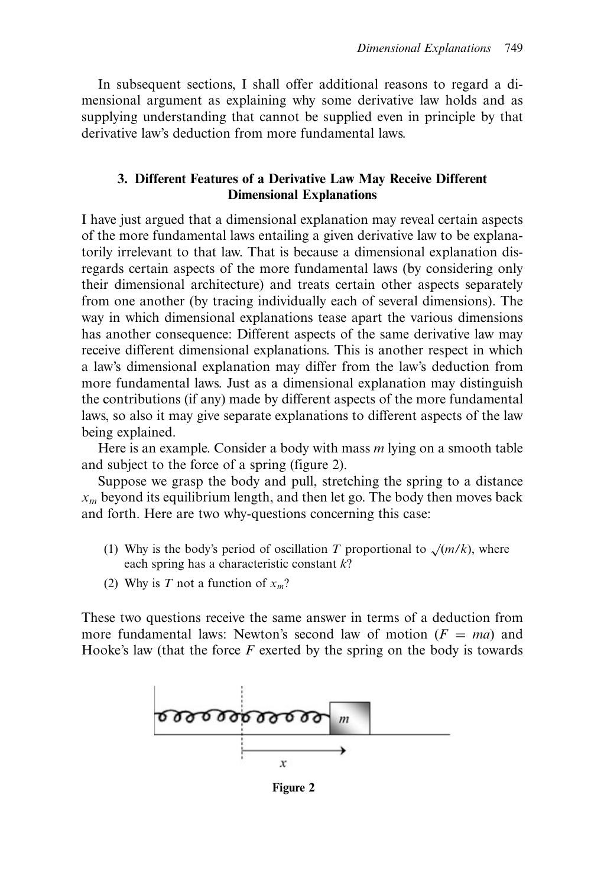In subsequent sections, I shall offer additional reasons to regard a dimensional argument as explaining why some derivative law holds and as supplying understanding that cannot be supplied even in principle by that derivative law's deduction from more fundamental laws.

## 3. Different Features of a Derivative Law May Receive Different Dimensional Explanations

I have just argued that a dimensional explanation may reveal certain aspects of the more fundamental laws entailing a given derivative law to be explanatorily irrelevant to that law. That is because a dimensional explanation disregards certain aspects of the more fundamental laws (by considering only their dimensional architecture) and treats certain other aspects separately from one another (by tracing individually each of several dimensions). The way in which dimensional explanations tease apart the various dimensions has another consequence: Different aspects of the same derivative law may receive different dimensional explanations. This is another respect in which a law's dimensional explanation may differ from the law's deduction from more fundamental laws. Just as a dimensional explanation may distinguish the contributions (if any) made by different aspects of the more fundamental laws, so also it may give separate explanations to different aspects of the law being explained.

Here is an example. Consider a body with mass $m$ lying on a smooth table and subject to the force of a spring (figure 2).

Suppose we grasp the body and pull, stretching the spring to a distance $x_m$ beyond its equilibrium length, and then let go. The body then moves back and forth. Here are two why-questions concerning this case:

(1) Why is the body's period of oscillation $T$ proportional to $\sqrt{(m/k)}$, where each spring has a characteristic constant $k$?

(2) Why is $T$ not a function of $x_m$?

These two questions receive the same answer in terms of a deduction from more fundamental laws: Newton's second law of motion ($F = ma$) and Hooke's law (that the force $F$ exerted by the spring on the body is towards

**Figure 2**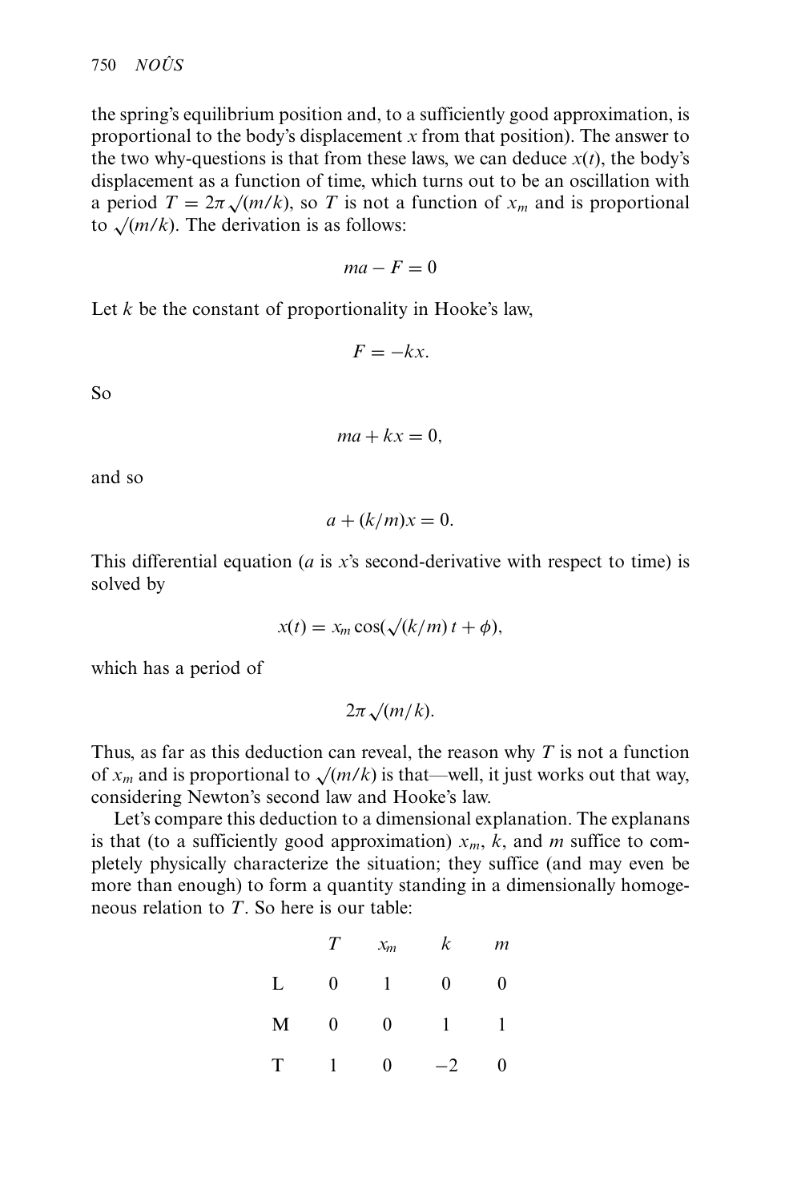the spring's equilibrium position and, to a sufficiently good approximation, is proportional to the body's displacement $x$ from that position). The answer to the two why-questions is that from these laws, we can deduce $x(t)$, the body's displacement as a function of time, which turns out to be an oscillation with a period $T = 2\pi\sqrt{(m/k)}$, so $T$ is not a function of $x_m$ and is proportional to $\sqrt{(m/k)}$. The derivation is as follows:

$$ma - F = 0$$

Let $k$ be the constant of proportionality in Hooke's law,

$$F = -kx.$$

So

$$ma + kx = 0,$$

and so

$$a + (k/m)x = 0.$$

This differential equation ($a$ is $x$'s second-derivative with respect to time) is solved by

$$x(t) = x_m \cos(\sqrt{(k/m)}\, t + \phi),$$

which has a period of

$$2\pi\sqrt{(m/k)}.$$

Thus, as far as this deduction can reveal, the reason why $T$ is not a function of $x_m$ and is proportional to $\sqrt{(m/k)}$ is that—well, it just works out that way, considering Newton's second law and Hooke's law.

Let's compare this deduction to a dimensional explanation. The explanans is that (to a sufficiently good approximation) $x_m$, $k$, and $m$ suffice to completely physically characterize the situation; they suffice (and may even be more than enough) to form a quantity standing in a dimensionally homogeneous relation to $T$. So here is our table:

|   | $T$ | $x_m$ | $k$ | $m$ |
|---|---|---|---|---|
| L | 0 | 1 | 0 | 0 |
| M | 0 | 0 | 1 | 1 |
| T | 1 | 0 | −2 | 0 |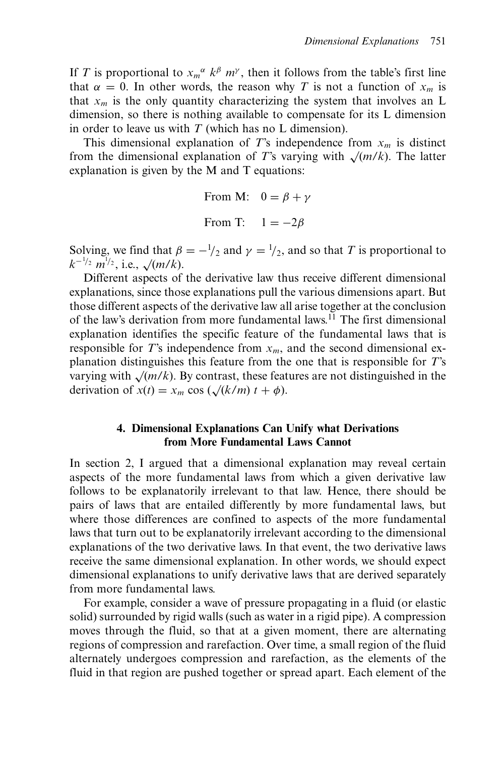If $T$ is proportional to $x_m^{\alpha} k^{\beta} m^{\gamma}$, then it follows from the table's first line that $\alpha = 0$. In other words, the reason why $T$ is not a function of $x_m$ is that $x_m$ is the only quantity characterizing the system that involves an L dimension, so there is nothing available to compensate for its L dimension in order to leave us with $T$ (which has no L dimension).

This dimensional explanation of $T$'s independence from $x_m$ is distinct from the dimensional explanation of $T$'s varying with $\sqrt{(m/k)}$. The latter explanation is given by the M and T equations:

$$\text{From M:} \quad 0 = \beta + \gamma$$

$$\text{From T:} \quad 1 = -2\beta$$

Solving, we find that $\beta = -\frac{1}{2}$ and $\gamma = \frac{1}{2}$, and so that $T$ is proportional to $k^{-1/2} m^{1/2}$, i.e., $\sqrt{(m/k)}$.

Different aspects of the derivative law thus receive different dimensional explanations, since those explanations pull the various dimensions apart. But those different aspects of the derivative law all arise together at the conclusion of the law's derivation from more fundamental laws.[11] The first dimensional explanation identifies the specific feature of the fundamental laws that is responsible for $T$'s independence from $x_m$, and the second dimensional explanation distinguishes this feature from the one that is responsible for $T$'s varying with $\sqrt{(m/k)}$. By contrast, these features are not distinguished in the derivation of $x(t) = x_m \cos(\sqrt{(k/m)}\, t + \phi)$.

## 4. Dimensional Explanations Can Unify what Derivations from More Fundamental Laws Cannot

In section 2, I argued that a dimensional explanation may reveal certain aspects of the more fundamental laws from which a given derivative law follows to be explanatorily irrelevant to that law. Hence, there should be pairs of laws that are entailed differently by more fundamental laws, but where those differences are confined to aspects of the more fundamental laws that turn out to be explanatorily irrelevant according to the dimensional explanations of the two derivative laws. In that event, the two derivative laws receive the same dimensional explanation. In other words, we should expect dimensional explanations to unify derivative laws that are derived separately from more fundamental laws.

For example, consider a wave of pressure propagating in a fluid (or elastic solid) surrounded by rigid walls (such as water in a rigid pipe). A compression moves through the fluid, so that at a given moment, there are alternating regions of compression and rarefaction. Over time, a small region of the fluid alternately undergoes compression and rarefaction, as the elements of the fluid in that region are pushed together or spread apart. Each element of the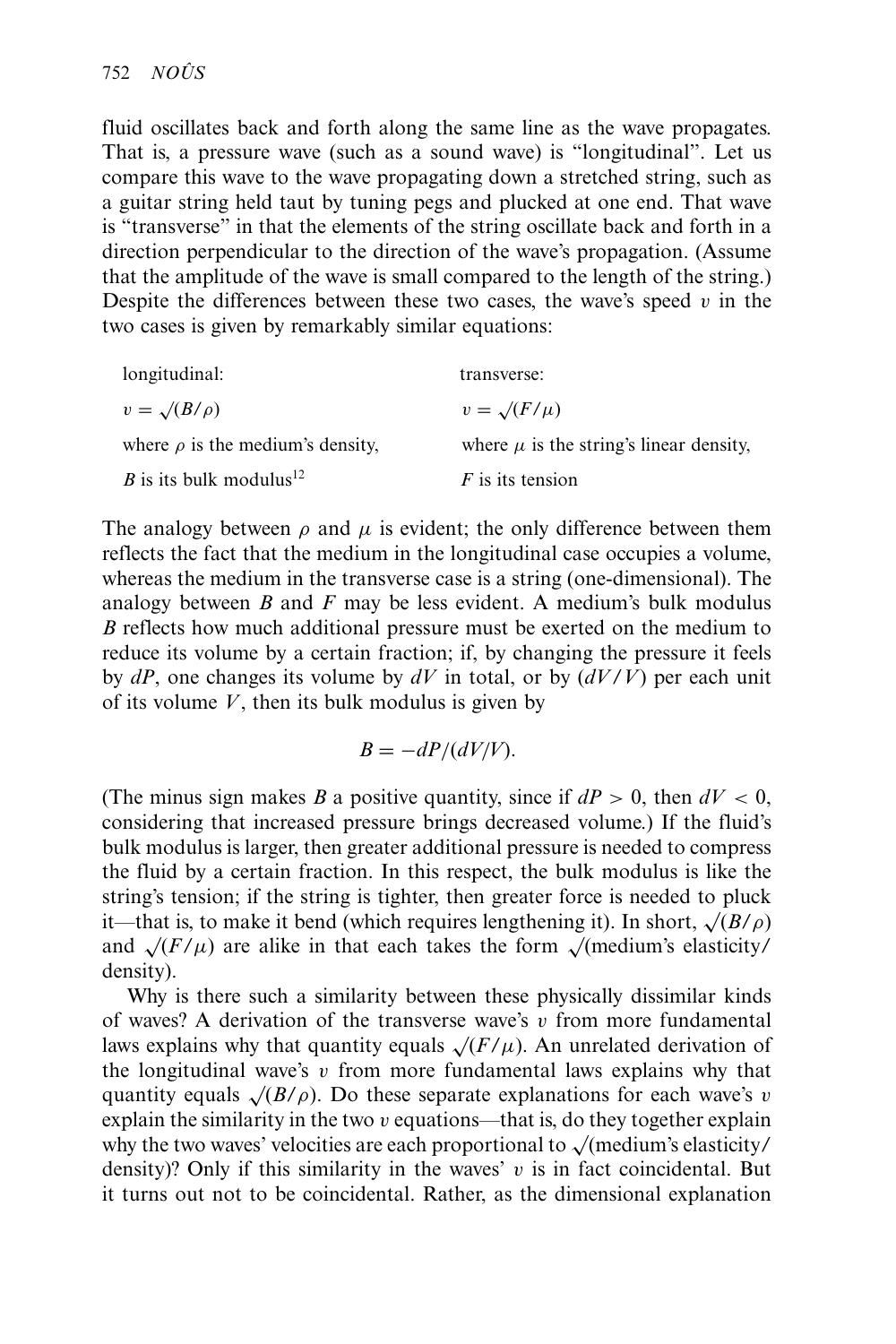fluid oscillates back and forth along the same line as the wave propagates. That is, a pressure wave (such as a sound wave) is "longitudinal". Let us compare this wave to the wave propagating down a stretched string, such as a guitar string held taut by tuning pegs and plucked at one end. That wave is "transverse" in that the elements of the string oscillate back and forth in a direction perpendicular to the direction of the wave's propagation. (Assume that the amplitude of the wave is small compared to the length of the string.) Despite the differences between these two cases, the wave's speed $v$ in the two cases is given by remarkably similar equations:

| longitudinal: | transverse: |
|---|---|
| $v = \sqrt{(B/\rho)}$ | $v = \sqrt{(F/\mu)}$ |
| where $\rho$ is the medium's density, | where $\mu$ is the string's linear density, |
| $B$ is its bulk modulus[12] | $F$ is its tension |

The analogy between $\rho$ and $\mu$ is evident; the only difference between them reflects the fact that the medium in the longitudinal case occupies a volume, whereas the medium in the transverse case is a string (one-dimensional). The analogy between $B$ and $F$ may be less evident. A medium's bulk modulus $B$ reflects how much additional pressure must be exerted on the medium to reduce its volume by a certain fraction; if, by changing the pressure it feels by $dP$, one changes its volume by $dV$ in total, or by $(dV/V)$ per each unit of its volume $V$, then its bulk modulus is given by

$$B = -dP/(dV/V).$$

(The minus sign makes $B$ a positive quantity, since if $dP > 0$, then $dV < 0$, considering that increased pressure brings decreased volume.) If the fluid's bulk modulus is larger, then greater additional pressure is needed to compress the fluid by a certain fraction. In this respect, the bulk modulus is like the string's tension; if the string is tighter, then greater force is needed to pluck it—that is, to make it bend (which requires lengthening it). In short, $\sqrt{(B/\rho)}$ and $\sqrt{(F/\mu)}$ are alike in that each takes the form $\sqrt{}$(medium's elasticity/density).

Why is there such a similarity between these physically dissimilar kinds of waves? A derivation of the transverse wave's $v$ from more fundamental laws explains why that quantity equals $\sqrt{(F/\mu)}$. An unrelated derivation of the longitudinal wave's $v$ from more fundamental laws explains why that quantity equals $\sqrt{(B/\rho)}$. Do these separate explanations for each wave's $v$ explain the similarity in the two $v$ equations—that is, do they together explain why the two waves' velocities are each proportional to $\sqrt{}$(medium's elasticity/density)? Only if this similarity in the waves' $v$ is in fact coincidental. But it turns out not to be coincidental. Rather, as the dimensional explanation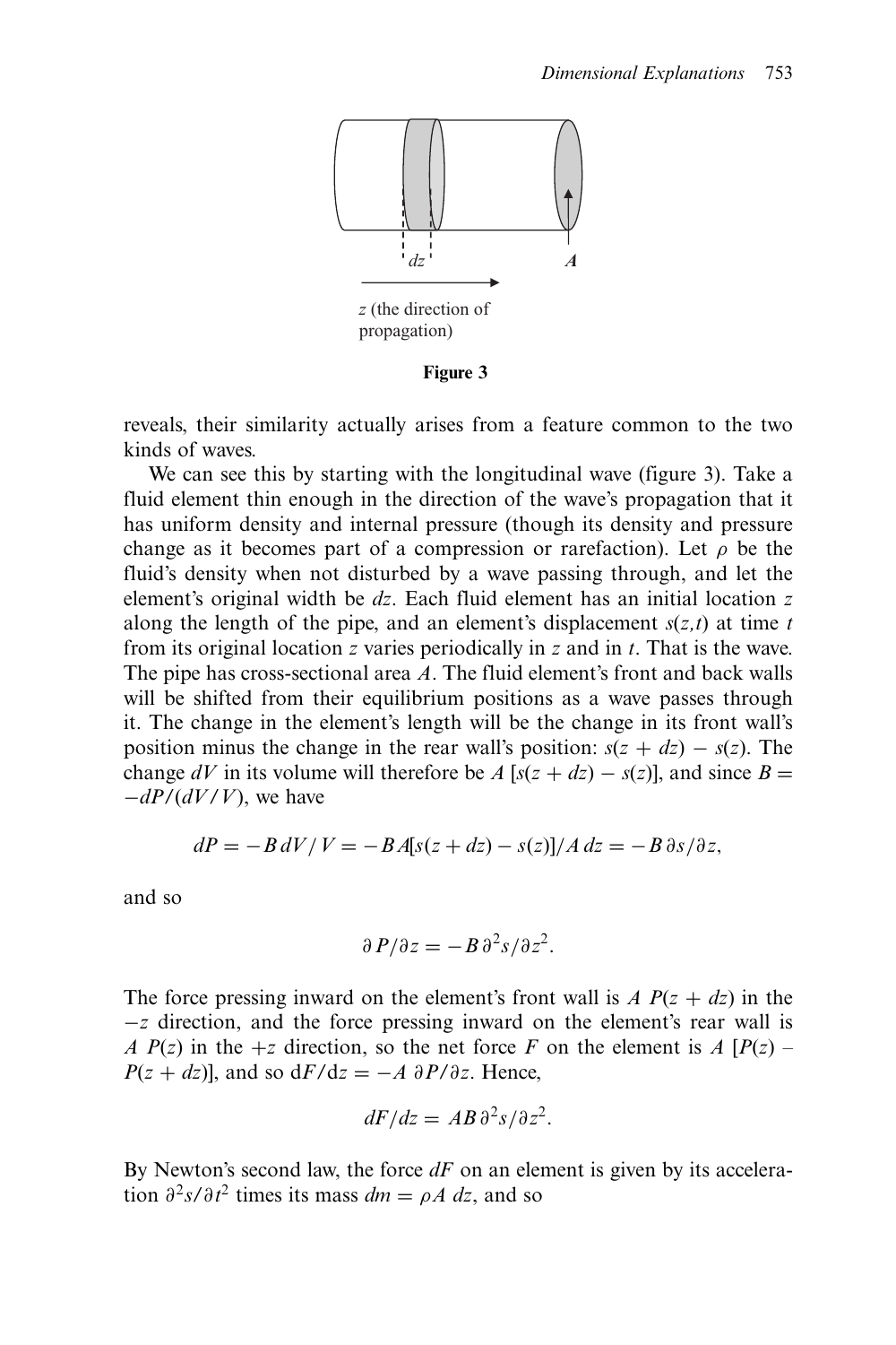Figure 3

reveals, their similarity actually arises from a feature common to the two kinds of waves.

We can see this by starting with the longitudinal wave (figure 3). Take a fluid element thin enough in the direction of the wave's propagation that it has uniform density and internal pressure (though its density and pressure change as it becomes part of a compression or rarefaction). Let $\rho$ be the fluid's density when not disturbed by a wave passing through, and let the element's original width be $dz$. Each fluid element has an initial location $z$ along the length of the pipe, and an element's displacement $s(z,t)$ at time $t$ from its original location $z$ varies periodically in $z$ and in $t$. That is the wave. The pipe has cross-sectional area $A$. The fluid element's front and back walls will be shifted from their equilibrium positions as a wave passes through it. The change in the element's length will be the change in its front wall's position minus the change in the rear wall's position: $s(z + dz) - s(z)$. The change $dV$ in its volume will therefore be $A\,[s(z + dz) - s(z)]$, and since $B = -dP/(dV/V)$, we have

$$dP = -B\,dV/V = -BA[s(z + dz) - s(z)]/A\,dz = -B\,\partial s/\partial z,$$

and so

$$\partial P/\partial z = -B\,\partial^2 s/\partial z^2.$$

The force pressing inward on the element's front wall is $A\ P(z + dz)$ in the $-z$ direction, and the force pressing inward on the element's rear wall is $A\ P(z)$ in the $+z$ direction, so the net force $F$ on the element is $A\ [P(z) - P(z + dz)]$, and so $dF/dz = -A\ \partial P/\partial z$. Hence,

$$dF/dz = AB\,\partial^2 s/\partial z^2.$$

By Newton's second law, the force $dF$ on an element is given by its acceleration $\partial^2 s/\partial t^2$ times its mass $dm = \rho A\ dz$, and so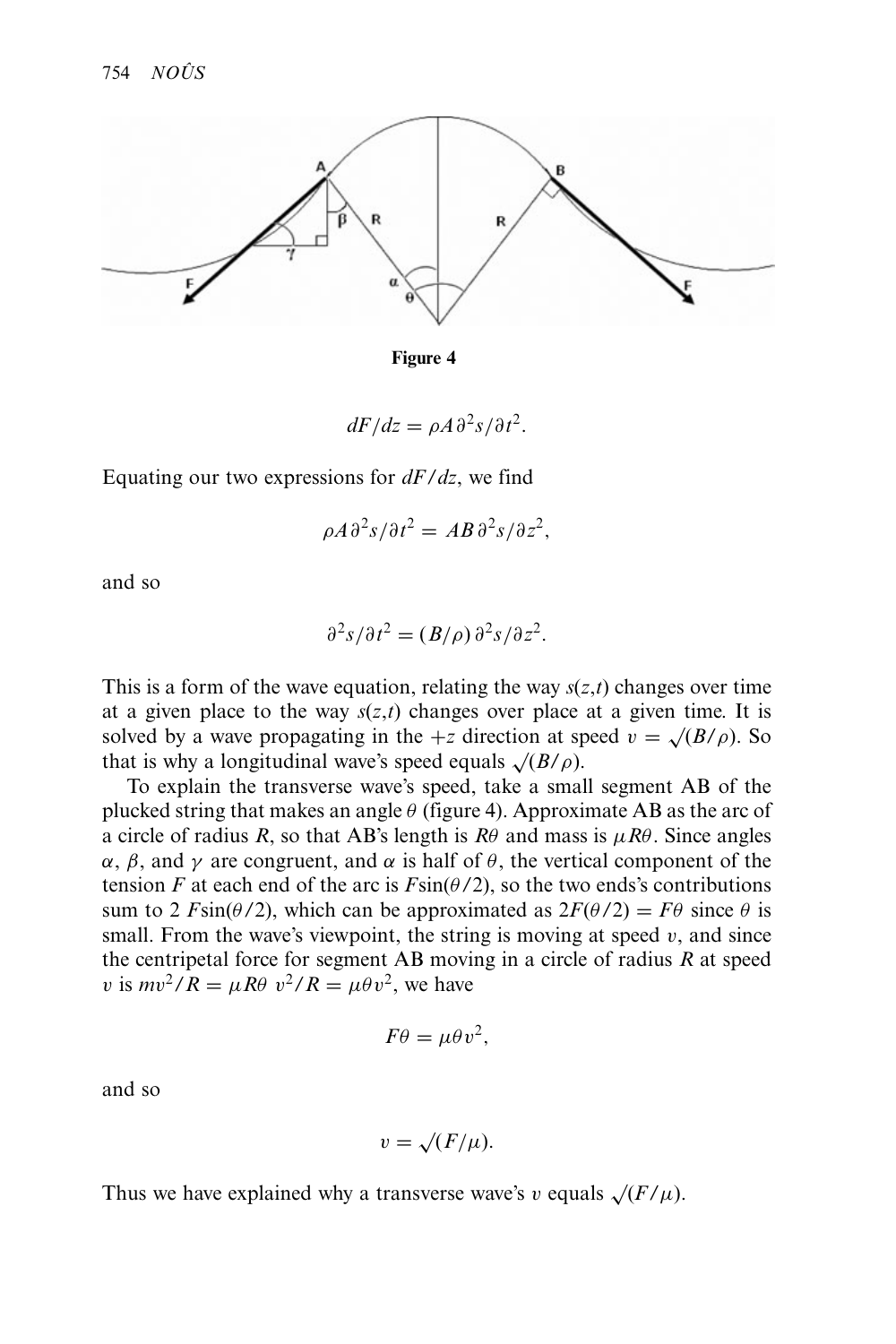Figure 4

$$dF/dz = \rho A \partial^2 s/\partial t^2.$$

Equating our two expressions for $dF/dz$, we find

$$\rho A \partial^2 s/\partial t^2 = AB \partial^2 s/\partial z^2,$$

and so

$$\partial^2 s/\partial t^2 = (B/\rho) \partial^2 s/\partial z^2.$$

This is a form of the wave equation, relating the way $s(z,t)$ changes over time at a given place to the way $s(z,t)$ changes over place at a given time. It is solved by a wave propagating in the $+z$ direction at speed $v = \sqrt{(B/\rho)}$. So that is why a longitudinal wave's speed equals $\sqrt{(B/\rho)}$.

To explain the transverse wave's speed, take a small segment AB of the plucked string that makes an angle $\theta$ (figure 4). Approximate AB as the arc of a circle of radius $R$, so that AB's length is $R\theta$ and mass is $\mu R\theta$. Since angles $\alpha$, $\beta$, and $\gamma$ are congruent, and $\alpha$ is half of $\theta$, the vertical component of the tension $F$ at each end of the arc is $F\sin(\theta/2)$, so the two ends's contributions sum to $2\ F\sin(\theta/2)$, which can be approximated as $2F(\theta/2) = F\theta$ since $\theta$ is small. From the wave's viewpoint, the string is moving at speed $v$, and since the centripetal force for segment AB moving in a circle of radius $R$ at speed $v$ is $mv^2/R = \mu R\theta\ v^2/R = \mu\theta v^2$, we have

$$F\theta = \mu\theta v^2,$$

and so

$$v = \sqrt{(F/\mu)}.$$

Thus we have explained why a transverse wave's $v$ equals $\sqrt{(F/\mu)}$.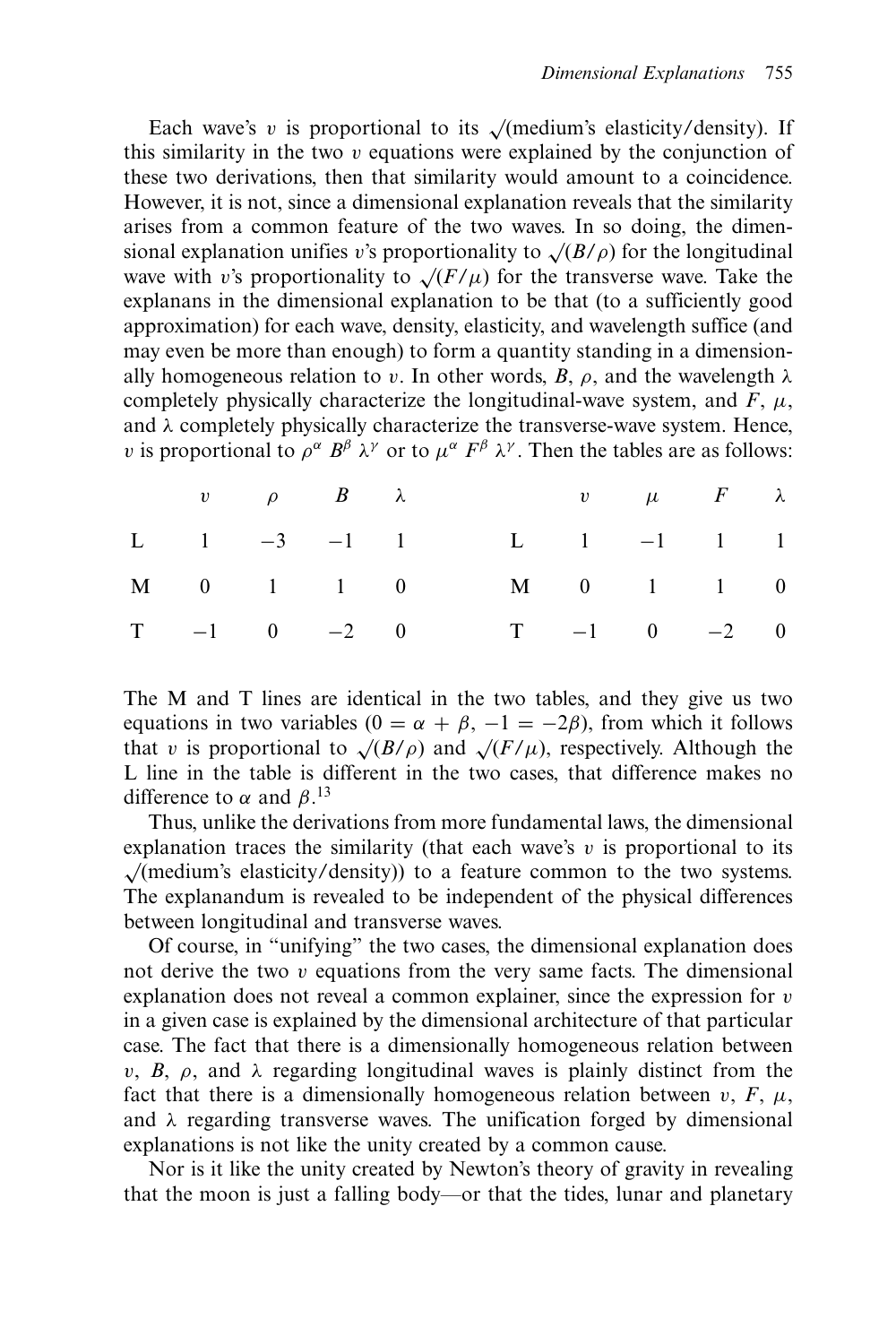Each wave's $v$ is proportional to its $\surd$(medium's elasticity/density). If this similarity in the two $v$ equations were explained by the conjunction of these two derivations, then that similarity would amount to a coincidence. However, it is not, since a dimensional explanation reveals that the similarity arises from a common feature of the two waves. In so doing, the dimensional explanation unifies $v$'s proportionality to $\surd(B/\rho)$ for the longitudinal wave with $v$'s proportionality to $\surd(F/\mu)$ for the transverse wave. Take the explanans in the dimensional explanation to be that (to a sufficiently good approximation) for each wave, density, elasticity, and wavelength suffice (and may even be more than enough) to form a quantity standing in a dimensionally homogeneous relation to $v$. In other words, $B$, $\rho$, and the wavelength $\lambda$ completely physically characterize the longitudinal-wave system, and $F$, $\mu$, and $\lambda$ completely physically characterize the transverse-wave system. Hence, $v$ is proportional to $\rho^\alpha B^\beta \lambda^\gamma$ or to $\mu^\alpha F^\beta \lambda^\gamma$. Then the tables are as follows:

| | $v$ | $\rho$ | $B$ | $\lambda$ |
|---|---|---|---|---|
| L | 1 | −3 | −1 | 1 |
| M | 0 | 1 | 1 | 0 |
| T | −1 | 0 | −2 | 0 |

| | $v$ | $\mu$ | $F$ | $\lambda$ |
|---|---|---|---|---|
| L | 1 | −1 | 1 | 1 |
| M | 0 | 1 | 1 | 0 |
| T | −1 | 0 | −2 | 0 |

The M and T lines are identical in the two tables, and they give us two equations in two variables ($0 = \alpha + \beta$, $-1 = -2\beta$), from which it follows that $v$ is proportional to $\surd(B/\rho)$ and $\surd(F/\mu)$, respectively. Although the L line in the table is different in the two cases, that difference makes no difference to $\alpha$ and $\beta$.[13]

Thus, unlike the derivations from more fundamental laws, the dimensional explanation traces the similarity (that each wave's $v$ is proportional to its $\surd$(medium's elasticity/density)) to a feature common to the two systems. The explanandum is revealed to be independent of the physical differences between longitudinal and transverse waves.

Of course, in "unifying" the two cases, the dimensional explanation does not derive the two $v$ equations from the very same facts. The dimensional explanation does not reveal a common explainer, since the expression for $v$ in a given case is explained by the dimensional architecture of that particular case. The fact that there is a dimensionally homogeneous relation between $v$, $B$, $\rho$, and $\lambda$ regarding longitudinal waves is plainly distinct from the fact that there is a dimensionally homogeneous relation between $v$, $F$, $\mu$, and $\lambda$ regarding transverse waves. The unification forged by dimensional explanations is not like the unity created by a common cause.

Nor is it like the unity created by Newton's theory of gravity in revealing that the moon is just a falling body—or that the tides, lunar and planetary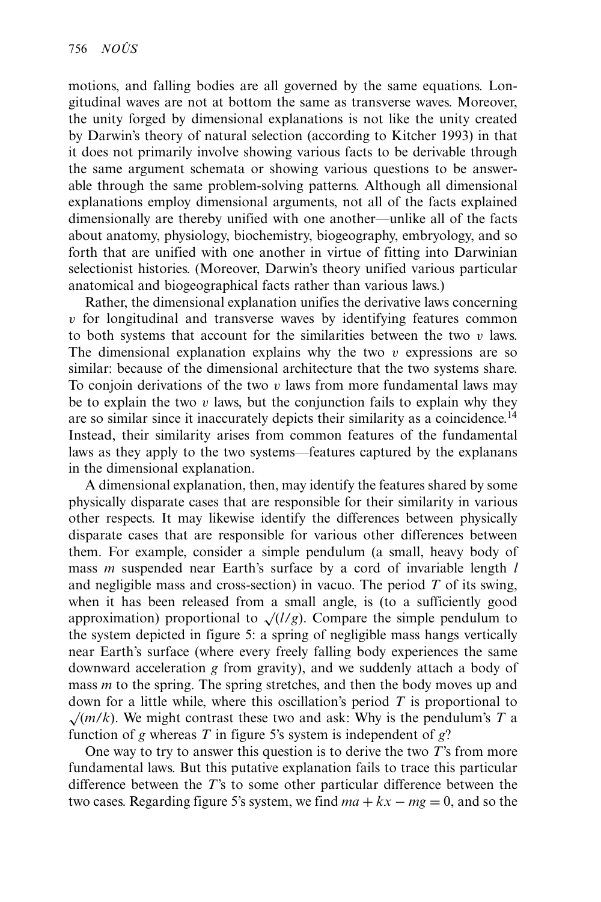motions, and falling bodies are all governed by the same equations. Longitudinal waves are not at bottom the same as transverse waves. Moreover, the unity forged by dimensional explanations is not like the unity created by Darwin's theory of natural selection (according to Kitcher 1993) in that it does not primarily involve showing various facts to be derivable through the same argument schemata or showing various questions to be answerable through the same problem-solving patterns. Although all dimensional explanations employ dimensional arguments, not all of the facts explained dimensionally are thereby unified with one another—unlike all of the facts about anatomy, physiology, biochemistry, biogeography, embryology, and so forth that are unified with one another in virtue of fitting into Darwinian selectionist histories. (Moreover, Darwin's theory unified various particular anatomical and biogeographical facts rather than various laws.)

Rather, the dimensional explanation unifies the derivative laws concerning $v$ for longitudinal and transverse waves by identifying features common to both systems that account for the similarities between the two $v$ laws. The dimensional explanation explains why the two $v$ expressions are so similar: because of the dimensional architecture that the two systems share. To conjoin derivations of the two $v$ laws from more fundamental laws may be to explain the two $v$ laws, but the conjunction fails to explain why they are so similar since it inaccurately depicts their similarity as a coincidence.[14] Instead, their similarity arises from common features of the fundamental laws as they apply to the two systems—features captured by the explanans in the dimensional explanation.

A dimensional explanation, then, may identify the features shared by some physically disparate cases that are responsible for their similarity in various other respects. It may likewise identify the differences between physically disparate cases that are responsible for various other differences between them. For example, consider a simple pendulum (a small, heavy body of mass $m$ suspended near Earth's surface by a cord of invariable length $l$ and negligible mass and cross-section) in vacuo. The period $T$ of its swing, when it has been released from a small angle, is (to a sufficiently good approximation) proportional to $\sqrt{(l/g)}$. Compare the simple pendulum to the system depicted in figure 5: a spring of negligible mass hangs vertically near Earth's surface (where every freely falling body experiences the same downward acceleration $g$ from gravity), and we suddenly attach a body of mass $m$ to the spring. The spring stretches, and then the body moves up and down for a little while, where this oscillation's period $T$ is proportional to $\sqrt{(m/k)}$. We might contrast these two and ask: Why is the pendulum's $T$ a function of $g$ whereas $T$ in figure 5's system is independent of $g$?

One way to try to answer this question is to derive the two $T$'s from more fundamental laws. But this putative explanation fails to trace this particular difference between the $T$'s to some other particular difference between the two cases. Regarding figure 5's system, we find $ma + kx - mg = 0$, and so the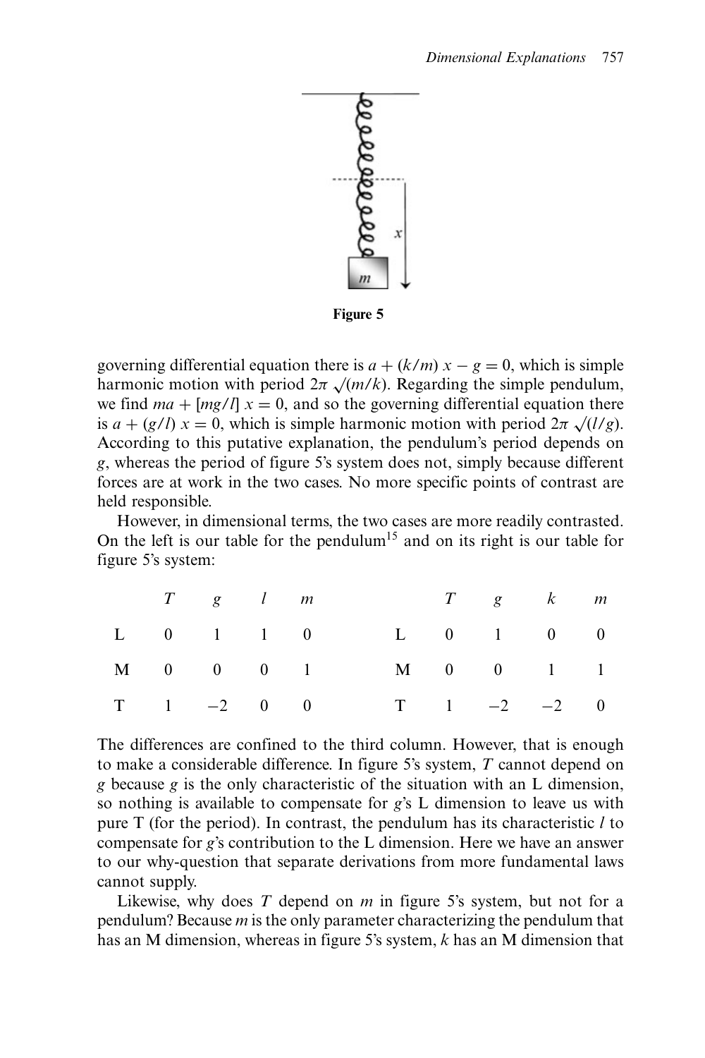Figure 5

governing differential equation there is $a + (k/m)\,x - g = 0$, which is simple harmonic motion with period $2\pi\,\sqrt{(m/k)}$. Regarding the simple pendulum, we find $ma + [mg/l]\,x = 0$, and so the governing differential equation there is $a + (g/l)\,x = 0$, which is simple harmonic motion with period $2\pi\,\sqrt{(l/g)}$. According to this putative explanation, the pendulum's period depends on $g$, whereas the period of figure 5's system does not, simply because different forces are at work in the two cases. No more specific points of contrast are held responsible.

However, in dimensional terms, the two cases are more readily contrasted. On the left is our table for the pendulum[15] and on its right is our table for figure 5's system:

| | $T$ | $g$ | $l$ | $m$ |
|---|---|---|---|---|
| L | 0 | 1 | 1 | 0 |
| M | 0 | 0 | 0 | 1 |
| T | 1 | −2 | 0 | 0 |

| | $T$ | $g$ | $k$ | $m$ |
|---|---|---|---|---|
| L | 0 | 1 | 0 | 0 |
| M | 0 | 0 | 1 | 1 |
| T | 1 | −2 | −2 | 0 |

The differences are confined to the third column. However, that is enough to make a considerable difference. In figure 5's system, $T$ cannot depend on $g$ because $g$ is the only characteristic of the situation with an L dimension, so nothing is available to compensate for $g$'s L dimension to leave us with pure T (for the period). In contrast, the pendulum has its characteristic $l$ to compensate for $g$'s contribution to the L dimension. Here we have an answer to our why-question that separate derivations from more fundamental laws cannot supply.

Likewise, why does $T$ depend on $m$ in figure 5's system, but not for a pendulum? Because $m$ is the only parameter characterizing the pendulum that has an M dimension, whereas in figure 5's system, $k$ has an M dimension that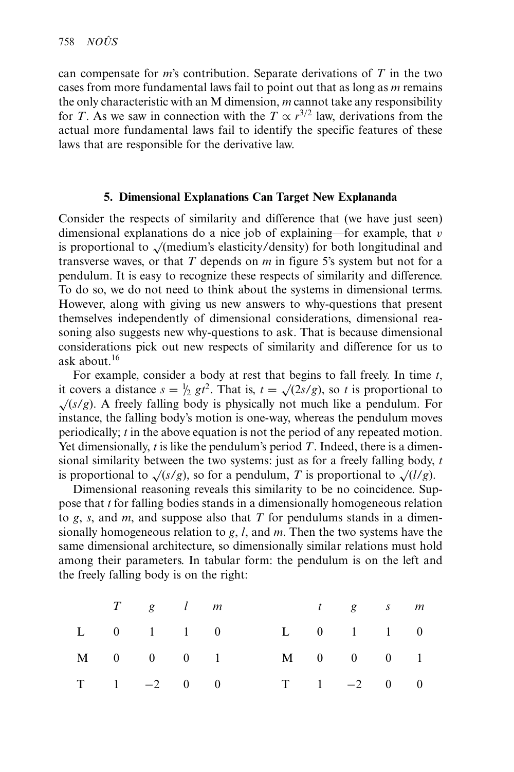can compensate for $m$'s contribution. Separate derivations of $T$ in the two cases from more fundamental laws fail to point out that as long as $m$ remains the only characteristic with an M dimension, $m$ cannot take any responsibility for $T$. As we saw in connection with the $T \propto r^{3/2}$ law, derivations from the actual more fundamental laws fail to identify the specific features of these laws that are responsible for the derivative law.

## 5. Dimensional Explanations Can Target New Explananda

Consider the respects of similarity and difference that (we have just seen) dimensional explanations do a nice job of explaining—for example, that $v$ is proportional to $\sqrt{}$(medium's elasticity/density) for both longitudinal and transverse waves, or that $T$ depends on $m$ in figure 5's system but not for a pendulum. It is easy to recognize these respects of similarity and difference. To do so, we do not need to think about the systems in dimensional terms. However, along with giving us new answers to why-questions that present themselves independently of dimensional considerations, dimensional reasoning also suggests new why-questions to ask. That is because dimensional considerations pick out new respects of similarity and difference for us to ask about.[16]

For example, consider a body at rest that begins to fall freely. In time $t$, it covers a distance $s = \frac{1}{2}gt^2$. That is, $t = \sqrt{(2s/g)}$, so $t$ is proportional to $\sqrt{(s/g)}$. A freely falling body is physically not much like a pendulum. For instance, the falling body's motion is one-way, whereas the pendulum moves periodically; $t$ in the above equation is not the period of any repeated motion. Yet dimensionally, $t$ is like the pendulum's period $T$. Indeed, there is a dimensional similarity between the two systems: just as for a freely falling body, $t$ is proportional to $\sqrt{(s/g)}$, so for a pendulum, $T$ is proportional to $\sqrt{(l/g)}$.

Dimensional reasoning reveals this similarity to be no coincidence. Suppose that $t$ for falling bodies stands in a dimensionally homogeneous relation to $g$, $s$, and $m$, and suppose also that $T$ for pendulums stands in a dimensionally homogeneous relation to $g$, $l$, and $m$. Then the two systems have the same dimensional architecture, so dimensionally similar relations must hold among their parameters. In tabular form: the pendulum is on the left and the freely falling body is on the right:

| | $T$ | $g$ | $l$ | $m$ |
|---|---|---|---|---|
| L | 0 | 1 | 1 | 0 |
| M | 0 | 0 | 0 | 1 |
| T | 1 | −2 | 0 | 0 |

| | $t$ | $g$ | $s$ | $m$ |
|---|---|---|---|---|
| L | 0 | 1 | 1 | 0 |
| M | 0 | 0 | 0 | 1 |
| T | 1 | −2 | 0 | 0 |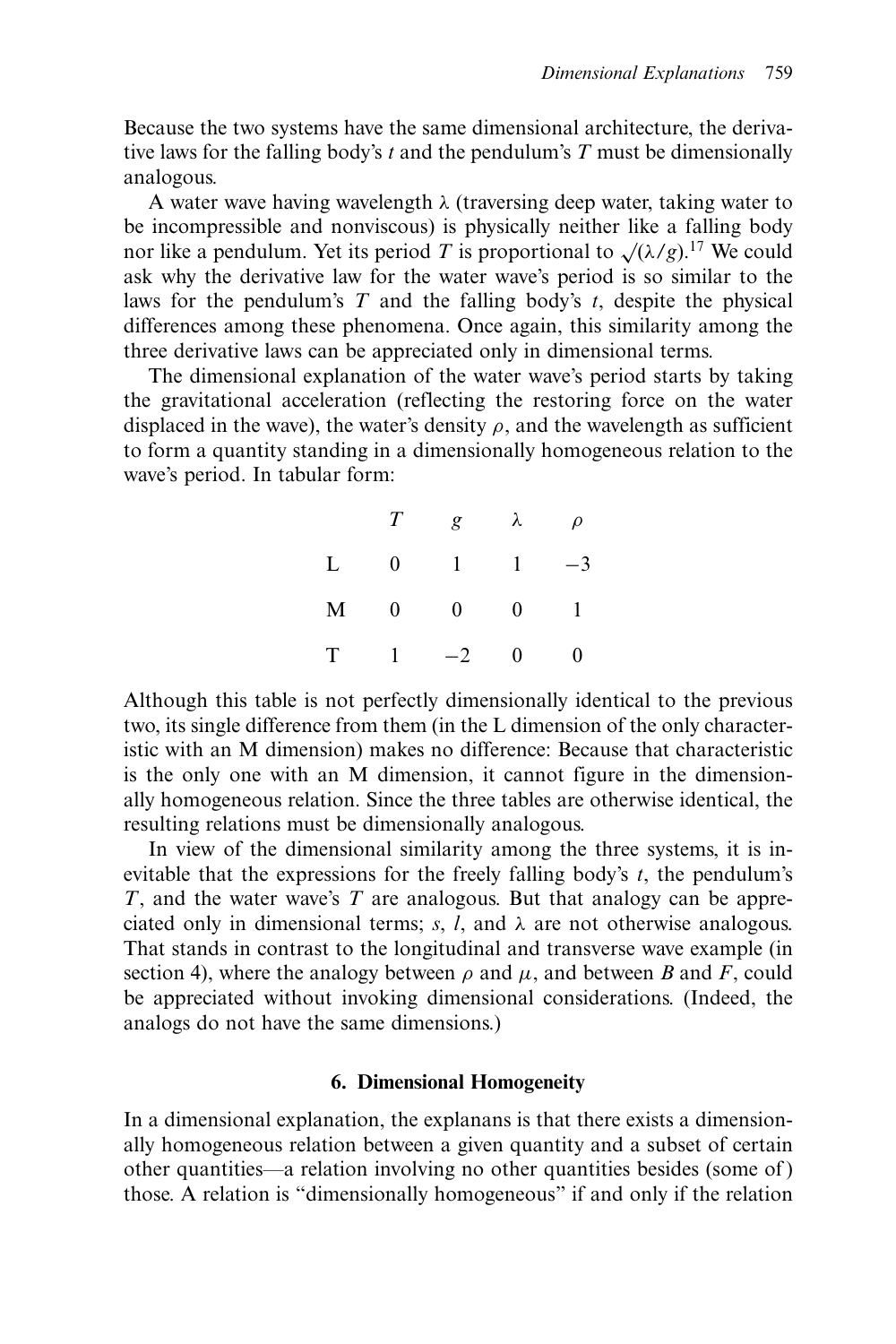Because the two systems have the same dimensional architecture, the derivative laws for the falling body's $t$ and the pendulum's $T$ must be dimensionally analogous.

A water wave having wavelength $\lambda$ (traversing deep water, taking water to be incompressible and nonviscous) is physically neither like a falling body nor like a pendulum. Yet its period $T$ is proportional to $\sqrt{(\lambda/g)}$.[17] We could ask why the derivative law for the water wave's period is so similar to the laws for the pendulum's $T$ and the falling body's $t$, despite the physical differences among these phenomena. Once again, this similarity among the three derivative laws can be appreciated only in dimensional terms.

The dimensional explanation of the water wave's period starts by taking the gravitational acceleration (reflecting the restoring force on the water displaced in the wave), the water's density $\rho$, and the wavelength as sufficient to form a quantity standing in a dimensionally homogeneous relation to the wave's period. In tabular form:

| | $T$ | $g$ | $\lambda$ | $\rho$ |
|---|---|---|---|---|
| L | 0 | 1 | 1 | −3 |
| M | 0 | 0 | 0 | 1 |
| T | 1 | −2 | 0 | 0 |

Although this table is not perfectly dimensionally identical to the previous two, its single difference from them (in the L dimension of the only characteristic with an M dimension) makes no difference: Because that characteristic is the only one with an M dimension, it cannot figure in the dimensionally homogeneous relation. Since the three tables are otherwise identical, the resulting relations must be dimensionally analogous.

In view of the dimensional similarity among the three systems, it is inevitable that the expressions for the freely falling body's $t$, the pendulum's $T$, and the water wave's $T$ are analogous. But that analogy can be appreciated only in dimensional terms; $s$, $l$, and $\lambda$ are not otherwise analogous. That stands in contrast to the longitudinal and transverse wave example (in section 4), where the analogy between $\rho$ and $\mu$, and between $B$ and $F$, could be appreciated without invoking dimensional considerations. (Indeed, the analogs do not have the same dimensions.)

## 6. Dimensional Homogeneity

In a dimensional explanation, the explanans is that there exists a dimensionally homogeneous relation between a given quantity and a subset of certain other quantities—a relation involving no other quantities besides (some of) those. A relation is "dimensionally homogeneous" if and only if the relation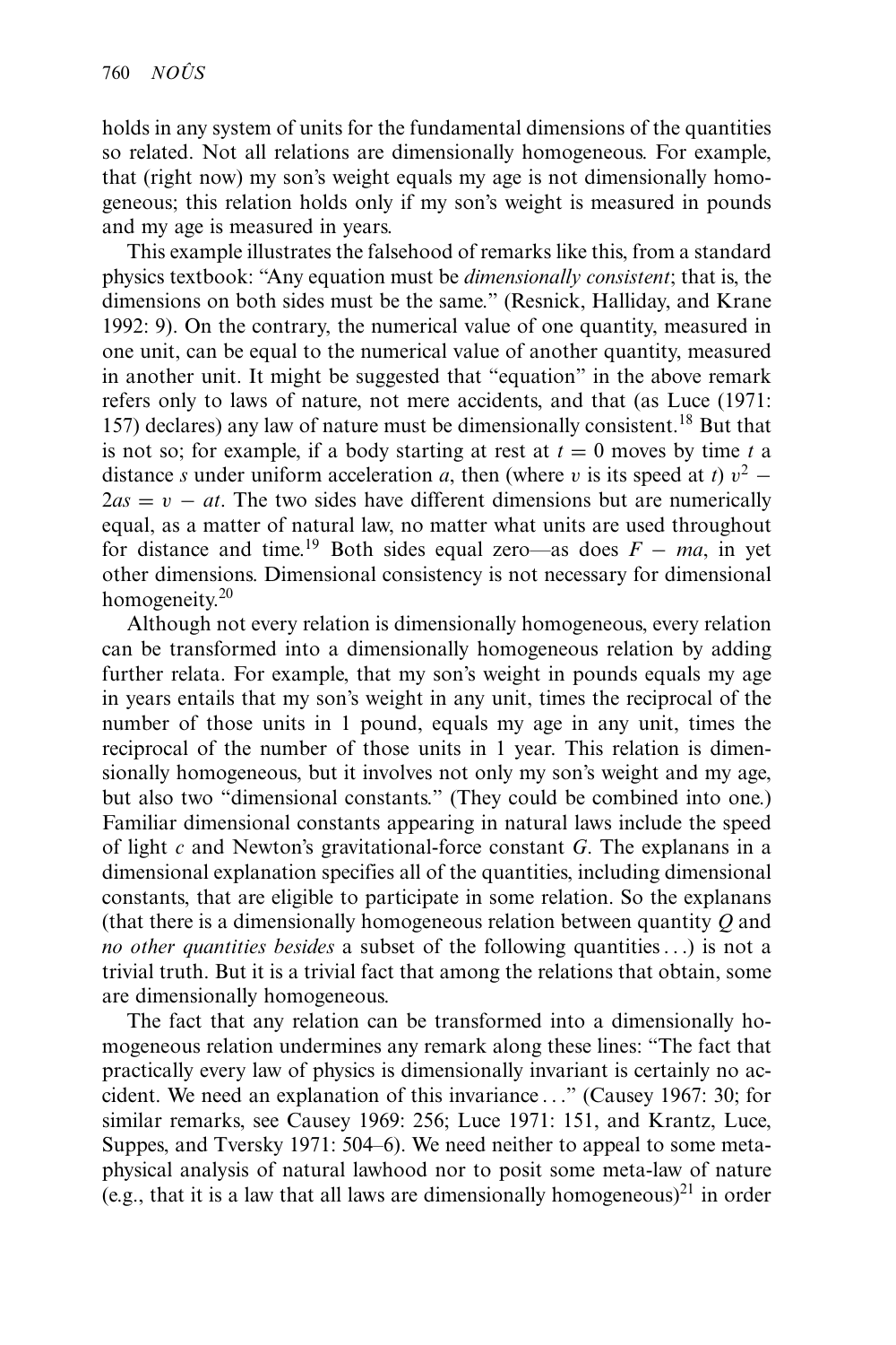holds in any system of units for the fundamental dimensions of the quantities so related. Not all relations are dimensionally homogeneous. For example, that (right now) my son's weight equals my age is not dimensionally homogeneous; this relation holds only if my son's weight is measured in pounds and my age is measured in years.

This example illustrates the falsehood of remarks like this, from a standard physics textbook: "Any equation must be *dimensionally consistent*; that is, the dimensions on both sides must be the same." (Resnick, Halliday, and Krane 1992: 9). On the contrary, the numerical value of one quantity, measured in one unit, can be equal to the numerical value of another quantity, measured in another unit. It might be suggested that "equation" in the above remark refers only to laws of nature, not mere accidents, and that (as Luce (1971: 157) declares) any law of nature must be dimensionally consistent.[18] But that is not so; for example, if a body starting at rest at $t = 0$ moves by time $t$ a distance $s$ under uniform acceleration $a$, then (where $v$ is its speed at $t$) $v^2 - 2as = v - at$. The two sides have different dimensions but are numerically equal, as a matter of natural law, no matter what units are used throughout for distance and time.[19] Both sides equal zero—as does $F - ma$, in yet other dimensions. Dimensional consistency is not necessary for dimensional homogeneity.[20]

Although not every relation is dimensionally homogeneous, every relation can be transformed into a dimensionally homogeneous relation by adding further relata. For example, that my son's weight in pounds equals my age in years entails that my son's weight in any unit, times the reciprocal of the number of those units in 1 pound, equals my age in any unit, times the reciprocal of the number of those units in 1 year. This relation is dimensionally homogeneous, but it involves not only my son's weight and my age, but also two "dimensional constants." (They could be combined into one.) Familiar dimensional constants appearing in natural laws include the speed of light $c$ and Newton's gravitational-force constant $G$. The explanans in a dimensional explanation specifies all of the quantities, including dimensional constants, that are eligible to participate in some relation. So the explanans (that there is a dimensionally homogeneous relation between quantity $Q$ and *no other quantities besides* a subset of the following quantities . . .) is not a trivial truth. But it is a trivial fact that among the relations that obtain, some are dimensionally homogeneous.

The fact that any relation can be transformed into a dimensionally homogeneous relation undermines any remark along these lines: "The fact that practically every law of physics is dimensionally invariant is certainly no accident. We need an explanation of this invariance . . ." (Causey 1967: 30; for similar remarks, see Causey 1969: 256; Luce 1971: 151, and Krantz, Luce, Suppes, and Tversky 1971: 504–6). We need neither to appeal to some metaphysical analysis of natural lawhood nor to posit some meta-law of nature (e.g., that it is a law that all laws are dimensionally homogeneous)[21] in order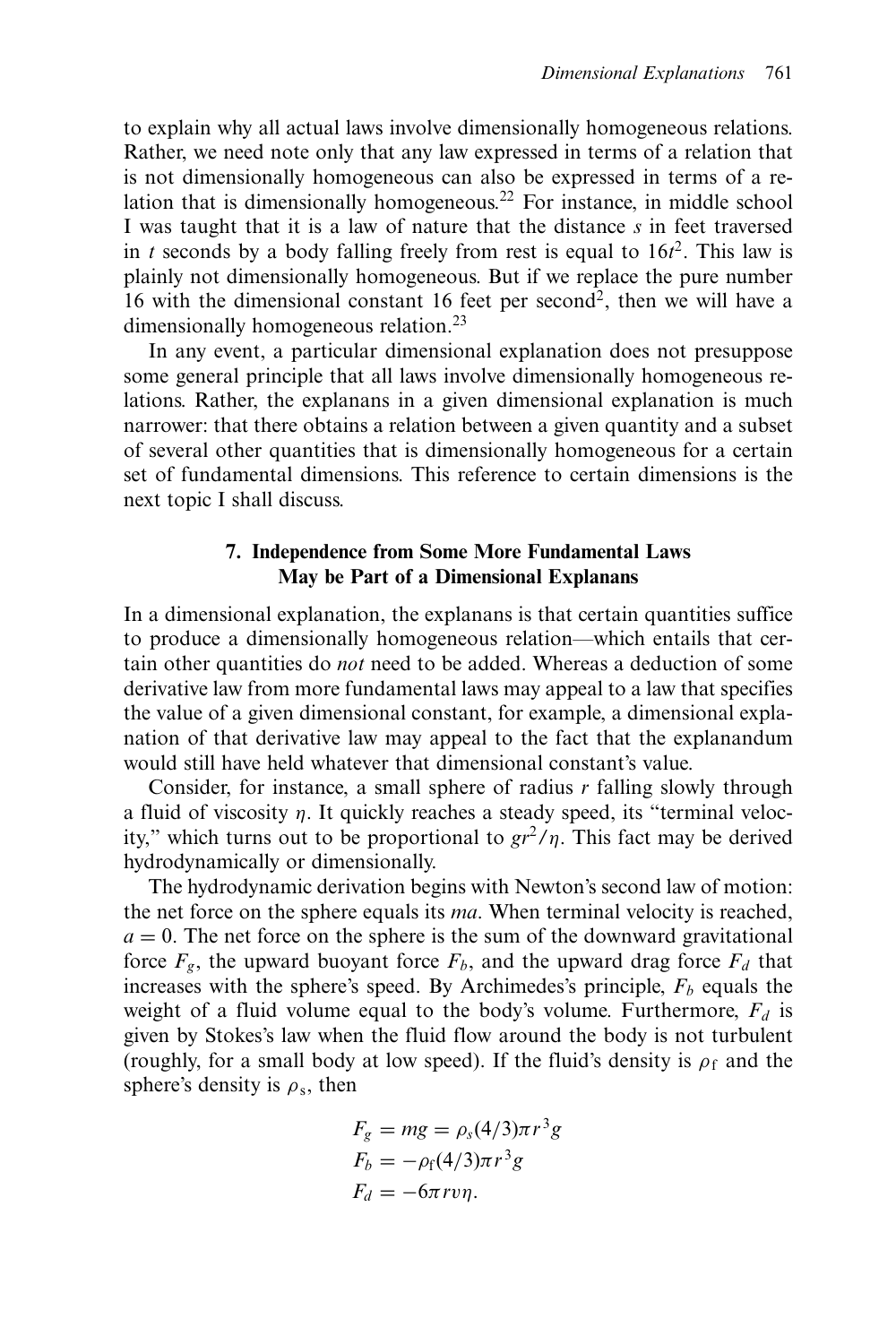to explain why all actual laws involve dimensionally homogeneous relations. Rather, we need note only that any law expressed in terms of a relation that is not dimensionally homogeneous can also be expressed in terms of a relation that is dimensionally homogeneous.[22] For instance, in middle school I was taught that it is a law of nature that the distance $s$ in feet traversed in $t$ seconds by a body falling freely from rest is equal to $16t^2$. This law is plainly not dimensionally homogeneous. But if we replace the pure number 16 with the dimensional constant 16 feet per second$^2$, then we will have a dimensionally homogeneous relation.[23]

In any event, a particular dimensional explanation does not presuppose some general principle that all laws involve dimensionally homogeneous relations. Rather, the explanans in a given dimensional explanation is much narrower: that there obtains a relation between a given quantity and a subset of several other quantities that is dimensionally homogeneous for a certain set of fundamental dimensions. This reference to certain dimensions is the next topic I shall discuss.

## 7. Independence from Some More Fundamental Laws May be Part of a Dimensional Explanans

In a dimensional explanation, the explanans is that certain quantities suffice to produce a dimensionally homogeneous relation—which entails that certain other quantities do *not* need to be added. Whereas a deduction of some derivative law from more fundamental laws may appeal to a law that specifies the value of a given dimensional constant, for example, a dimensional explanation of that derivative law may appeal to the fact that the explanandum would still have held whatever that dimensional constant's value.

Consider, for instance, a small sphere of radius $r$ falling slowly through a fluid of viscosity $\eta$. It quickly reaches a steady speed, its "terminal velocity," which turns out to be proportional to $gr^2/\eta$. This fact may be derived hydrodynamically or dimensionally.

The hydrodynamic derivation begins with Newton's second law of motion: the net force on the sphere equals its *ma*. When terminal velocity is reached, $a = 0$. The net force on the sphere is the sum of the downward gravitational force $F_g$, the upward buoyant force $F_b$, and the upward drag force $F_d$ that increases with the sphere's speed. By Archimedes's principle, $F_b$ equals the weight of a fluid volume equal to the body's volume. Furthermore, $F_d$ is given by Stokes's law when the fluid flow around the body is not turbulent (roughly, for a small body at low speed). If the fluid's density is $\rho_f$ and the sphere's density is $\rho_s$, then

$$
\begin{aligned}
F_g &= mg = \rho_s(4/3)\pi r^3 g \\
F_b &= -\rho_f(4/3)\pi r^3 g \\
F_d &= -6\pi r v \eta.
\end{aligned}
$$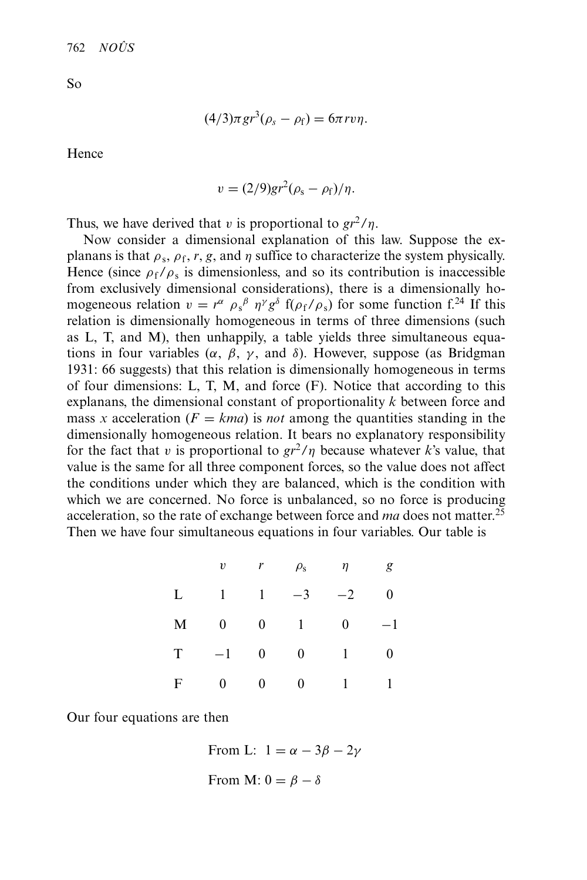So

$$(4/3)\pi g r^3(\rho_s - \rho_f) = 6\pi r v \eta.$$

Hence

$$v = (2/9) g r^2(\rho_s - \rho_f)/\eta.$$

Thus, we have derived that $v$ is proportional to $gr^2/\eta$.

Now consider a dimensional explanation of this law. Suppose the explanans is that $\rho_s$, $\rho_f$, $r$, $g$, and $\eta$ suffice to characterize the system physically. Hence (since $\rho_f/\rho_s$ is dimensionless, and so its contribution is inaccessible from exclusively dimensional considerations), there is a dimensionally homogeneous relation $v = r^\alpha \, {\rho_s}^\beta \, \eta^\gamma g^\delta \, f(\rho_f/\rho_s)$ for some function f.[24] If this relation is dimensionally homogeneous in terms of three dimensions (such as L, T, and M), then unhappily, a table yields three simultaneous equations in four variables ($\alpha$, $\beta$, $\gamma$, and $\delta$). However, suppose (as Bridgman 1931: 66 suggests) that this relation is dimensionally homogeneous in terms of four dimensions: L, T, M, and force (F). Notice that according to this explanans, the dimensional constant of proportionality $k$ between force and mass $x$ acceleration ($F = kma$) is *not* among the quantities standing in the dimensionally homogeneous relation. It bears no explanatory responsibility for the fact that $v$ is proportional to $gr^2/\eta$ because whatever $k$'s value, that value is the same for all three component forces, so the value does not affect the conditions under which they are balanced, which is the condition with which we are concerned. No force is unbalanced, so no force is producing acceleration, so the rate of exchange between force and $ma$ does not matter.[25] Then we have four simultaneous equations in four variables. Our table is

| | $v$ | $r$ | $\rho_s$ | $\eta$ | $g$ |
|---|---|---|---|---|---|
| L | 1 | 1 | −3 | −2 | 0 |
| M | 0 | 0 | 1 | 0 | −1 |
| T | −1 | 0 | 0 | 1 | 0 |
| F | 0 | 0 | 0 | 1 | 1 |

Our four equations are then

From L: $1 = \alpha - 3\beta - 2\gamma$

From M: $0 = \beta - \delta$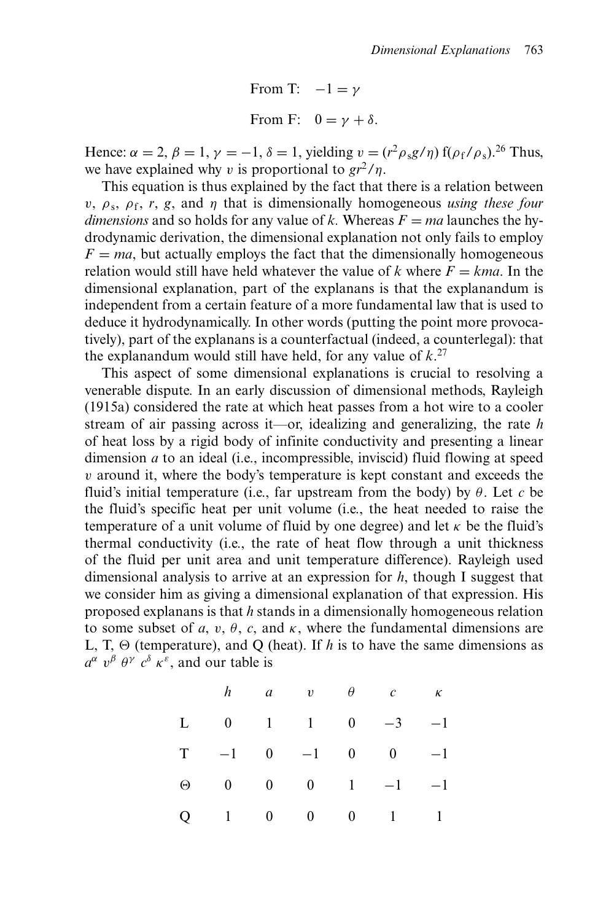$$\text{From T:} \quad -1 = \gamma$$

$$\text{From F:} \quad 0 = \gamma + \delta.$$

Hence: $\alpha = 2$, $\beta = 1$, $\gamma = -1$, $\delta = 1$, yielding $v = (r^2 \rho_s g/\eta)\, f(\rho_f/\rho_s)$.[26] Thus, we have explained why $v$ is proportional to $gr^2/\eta$.

This equation is thus explained by the fact that there is a relation between $v$, $\rho_s$, $\rho_f$, $r$, $g$, and $\eta$ that is dimensionally homogeneous *using these four dimensions* and so holds for any value of $k$. Whereas $F = ma$ launches the hydrodynamic derivation, the dimensional explanation not only fails to employ $F = ma$, but actually employs the fact that the dimensionally homogeneous relation would still have held whatever the value of $k$ where $F = kma$. In the dimensional explanation, part of the explanans is that the explanandum is independent from a certain feature of a more fundamental law that is used to deduce it hydrodynamically. In other words (putting the point more provocatively), part of the explanans is a counterfactual (indeed, a counterlegal): that the explanandum would still have held, for any value of $k$.[27]

This aspect of some dimensional explanations is crucial to resolving a venerable dispute. In an early discussion of dimensional methods, Rayleigh (1915a) considered the rate at which heat passes from a hot wire to a cooler stream of air passing across it—or, idealizing and generalizing, the rate $h$ of heat loss by a rigid body of infinite conductivity and presenting a linear dimension $a$ to an ideal (i.e., incompressible, inviscid) fluid flowing at speed $v$ around it, where the body's temperature is kept constant and exceeds the fluid's initial temperature (i.e., far upstream from the body) by $\theta$. Let $c$ be the fluid's specific heat per unit volume (i.e., the heat needed to raise the temperature of a unit volume of fluid by one degree) and let $\kappa$ be the fluid's thermal conductivity (i.e., the rate of heat flow through a unit thickness of the fluid per unit area and unit temperature difference). Rayleigh used dimensional analysis to arrive at an expression for $h$, though I suggest that we consider him as giving a dimensional explanation of that expression. His proposed explanans is that $h$ stands in a dimensionally homogeneous relation to some subset of $a$, $v$, $\theta$, $c$, and $\kappa$, where the fundamental dimensions are L, T, $\Theta$ (temperature), and Q (heat). If $h$ is to have the same dimensions as $a^\alpha\, v^\beta\, \theta^\gamma\, c^\delta\, \kappa^\varepsilon$, and our table is

| | $h$ | $a$ | $v$ | $\theta$ | $c$ | $\kappa$ |
|---|---|---|---|---|---|---|
| L | 0 | 1 | 1 | 0 | −3 | −1 |
| T | −1 | 0 | −1 | 0 | 0 | −1 |
| $\Theta$ | 0 | 0 | 0 | 1 | −1 | −1 |
| Q | 1 | 0 | 0 | 0 | 1 | 1 |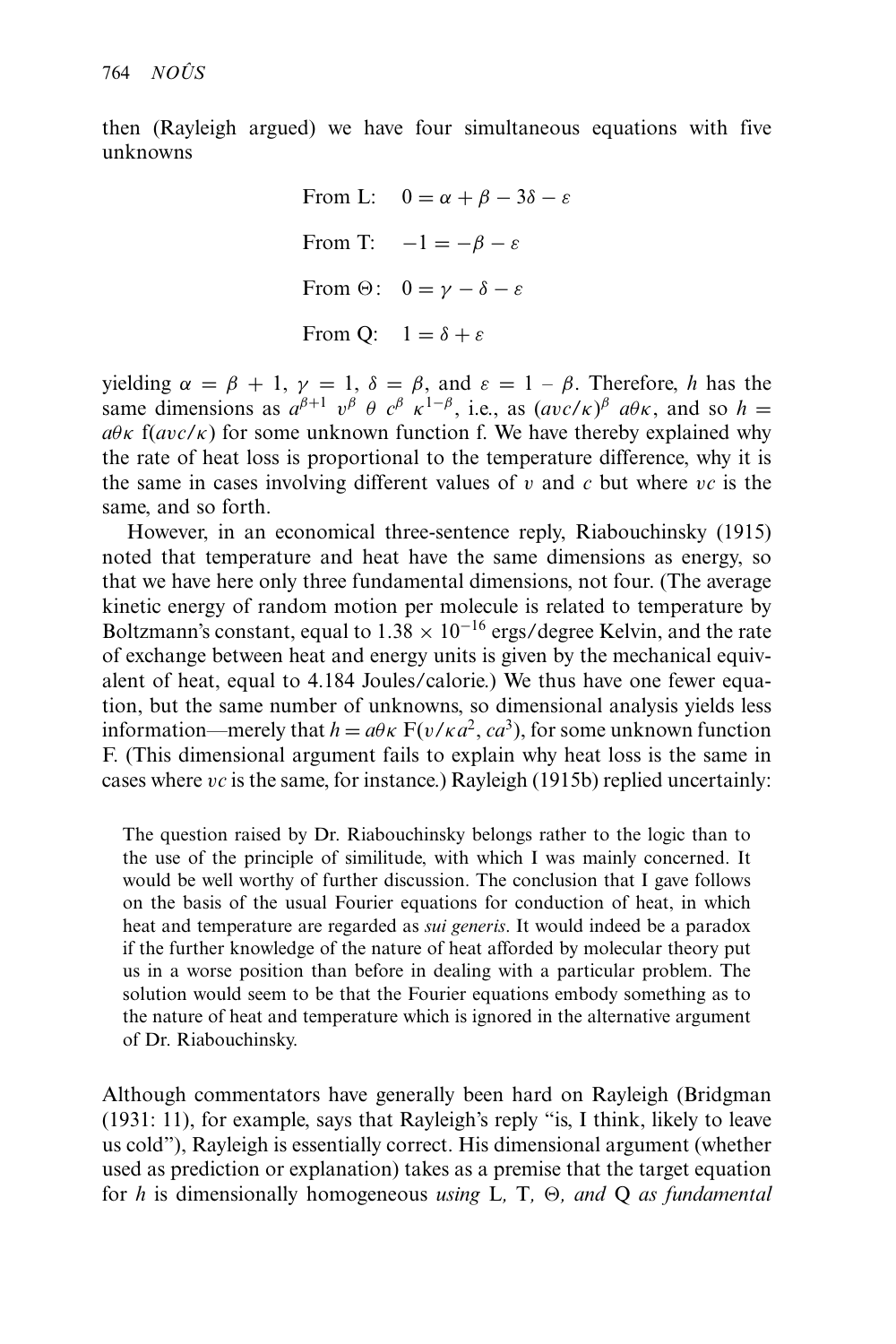then (Rayleigh argued) we have four simultaneous equations with five unknowns

$$\text{From L:}\quad 0 = \alpha + \beta - 3\delta - \varepsilon$$

$$\text{From T:}\quad -1 = -\beta - \varepsilon$$

$$\text{From }\Theta\text{:}\quad 0 = \gamma - \delta - \varepsilon$$

$$\text{From Q:}\quad 1 = \delta + \varepsilon$$

yielding $\alpha = \beta + 1$, $\gamma = 1$, $\delta = \beta$, and $\varepsilon = 1 - \beta$. Therefore, $h$ has the same dimensions as $a^{\beta+1}\ v^{\beta}\ \theta\ c^{\beta}\ \kappa^{1-\beta}$, i.e., as $(avc/\kappa)^{\beta}\ a\theta\kappa$, and so $h = a\theta\kappa\ \mathrm{f}(avc/\kappa)$ for some unknown function f. We have thereby explained why the rate of heat loss is proportional to the temperature difference, why it is the same in cases involving different values of $v$ and $c$ but where $vc$ is the same, and so forth.

However, in an economical three-sentence reply, Riabouchinsky (1915) noted that temperature and heat have the same dimensions as energy, so that we have here only three fundamental dimensions, not four. (The average kinetic energy of random motion per molecule is related to temperature by Boltzmann's constant, equal to $1.38 \times 10^{-16}$ ergs/degree Kelvin, and the rate of exchange between heat and energy units is given by the mechanical equivalent of heat, equal to 4.184 Joules/calorie.) We thus have one fewer equation, but the same number of unknowns, so dimensional analysis yields less information—merely that $h = a\theta\kappa\ \mathrm{F}(v/\kappa a^2, ca^3)$, for some unknown function F. (This dimensional argument fails to explain why heat loss is the same in cases where $vc$ is the same, for instance.) Rayleigh (1915b) replied uncertainly:

> The question raised by Dr. Riabouchinsky belongs rather to the logic than to the use of the principle of similitude, with which I was mainly concerned. It would be well worthy of further discussion. The conclusion that I gave follows on the basis of the usual Fourier equations for conduction of heat, in which heat and temperature are regarded as *sui generis*. It would indeed be a paradox if the further knowledge of the nature of heat afforded by molecular theory put us in a worse position than before in dealing with a particular problem. The solution would seem to be that the Fourier equations embody something as to the nature of heat and temperature which is ignored in the alternative argument of Dr. Riabouchinsky.

Although commentators have generally been hard on Rayleigh (Bridgman (1931: 11), for example, says that Rayleigh's reply "is, I think, likely to leave us cold"), Rayleigh is essentially correct. His dimensional argument (whether used as prediction or explanation) takes as a premise that the target equation for $h$ is dimensionally homogeneous *using* L, T, Θ, *and* Q *as fundamental*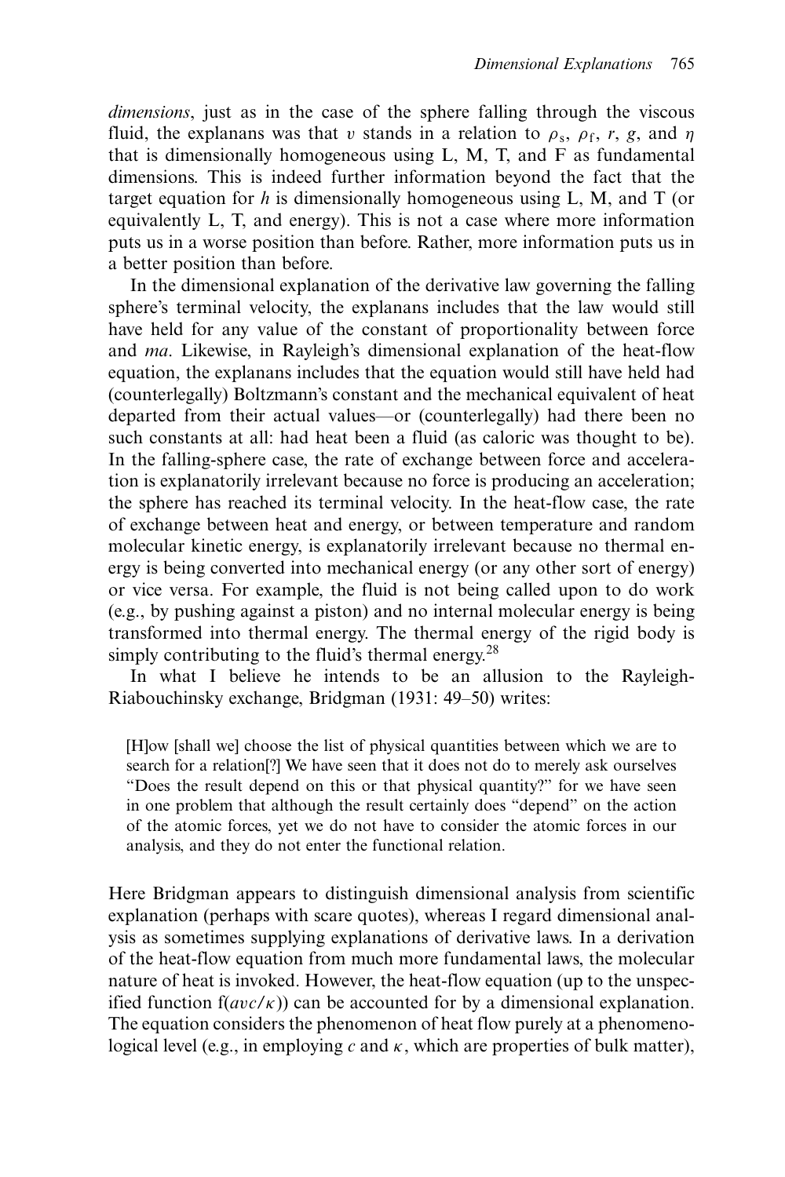*dimensions*, just as in the case of the sphere falling through the viscous fluid, the explanans was that $v$ stands in a relation to $\rho_s$, $\rho_f$, $r$, $g$, and $\eta$ that is dimensionally homogeneous using L, M, T, and F as fundamental dimensions. This is indeed further information beyond the fact that the target equation for $h$ is dimensionally homogeneous using L, M, and T (or equivalently L, T, and energy). This is not a case where more information puts us in a worse position than before. Rather, more information puts us in a better position than before.

In the dimensional explanation of the derivative law governing the falling sphere's terminal velocity, the explanans includes that the law would still have held for any value of the constant of proportionality between force and $ma$. Likewise, in Rayleigh's dimensional explanation of the heat-flow equation, the explanans includes that the equation would still have held had (counterlegally) Boltzmann's constant and the mechanical equivalent of heat departed from their actual values—or (counterlegally) had there been no such constants at all: had heat been a fluid (as caloric was thought to be). In the falling-sphere case, the rate of exchange between force and acceleration is explanatorily irrelevant because no force is producing an acceleration; the sphere has reached its terminal velocity. In the heat-flow case, the rate of exchange between heat and energy, or between temperature and random molecular kinetic energy, is explanatorily irrelevant because no thermal energy is being converted into mechanical energy (or any other sort of energy) or vice versa. For example, the fluid is not being called upon to do work (e.g., by pushing against a piston) and no internal molecular energy is being transformed into thermal energy. The thermal energy of the rigid body is simply contributing to the fluid's thermal energy.[28]

In what I believe he intends to be an allusion to the Rayleigh-Riabouchinsky exchange, Bridgman (1931: 49–50) writes:

> [H]ow [shall we] choose the list of physical quantities between which we are to search for a relation[?] We have seen that it does not do to merely ask ourselves "Does the result depend on this or that physical quantity?" for we have seen in one problem that although the result certainly does "depend" on the action of the atomic forces, yet we do not have to consider the atomic forces in our analysis, and they do not enter the functional relation.

Here Bridgman appears to distinguish dimensional analysis from scientific explanation (perhaps with scare quotes), whereas I regard dimensional analysis as sometimes supplying explanations of derivative laws. In a derivation of the heat-flow equation from much more fundamental laws, the molecular nature of heat is invoked. However, the heat-flow equation (up to the unspecified function $f(avc/\kappa)$) can be accounted for by a dimensional explanation. The equation considers the phenomenon of heat flow purely at a phenomenological level (e.g., in employing $c$ and $\kappa$, which are properties of bulk matter),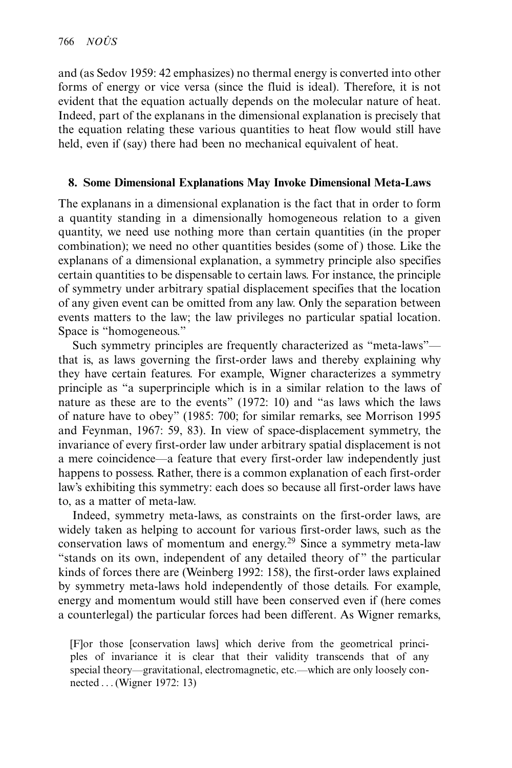and (as Sedov 1959: 42 emphasizes) no thermal energy is converted into other forms of energy or vice versa (since the fluid is ideal). Therefore, it is not evident that the equation actually depends on the molecular nature of heat. Indeed, part of the explanans in the dimensional explanation is precisely that the equation relating these various quantities to heat flow would still have held, even if (say) there had been no mechanical equivalent of heat.

## 8. Some Dimensional Explanations May Invoke Dimensional Meta-Laws

The explanans in a dimensional explanation is the fact that in order to form a quantity standing in a dimensionally homogeneous relation to a given quantity, we need use nothing more than certain quantities (in the proper combination); we need no other quantities besides (some of) those. Like the explanans of a dimensional explanation, a symmetry principle also specifies certain quantities to be dispensable to certain laws. For instance, the principle of symmetry under arbitrary spatial displacement specifies that the location of any given event can be omitted from any law. Only the separation between events matters to the law; the law privileges no particular spatial location. Space is "homogeneous."

Such symmetry principles are frequently characterized as "meta-laws"—that is, as laws governing the first-order laws and thereby explaining why they have certain features. For example, Wigner characterizes a symmetry principle as "a superprinciple which is in a similar relation to the laws of nature as these are to the events" (1972: 10) and "as laws which the laws of nature have to obey" (1985: 700; for similar remarks, see Morrison 1995 and Feynman, 1967: 59, 83). In view of space-displacement symmetry, the invariance of every first-order law under arbitrary spatial displacement is not a mere coincidence—a feature that every first-order law independently just happens to possess. Rather, there is a common explanation of each first-order law's exhibiting this symmetry: each does so because all first-order laws have to, as a matter of meta-law.

Indeed, symmetry meta-laws, as constraints on the first-order laws, are widely taken as helping to account for various first-order laws, such as the conservation laws of momentum and energy.[29] Since a symmetry meta-law "stands on its own, independent of any detailed theory of" the particular kinds of forces there are (Weinberg 1992: 158), the first-order laws explained by symmetry meta-laws hold independently of those details. For example, energy and momentum would still have been conserved even if (here comes a counterlegal) the particular forces had been different. As Wigner remarks,

> [F]or those [conservation laws] which derive from the geometrical principles of invariance it is clear that their validity transcends that of any special theory—gravitational, electromagnetic, etc.—which are only loosely connected . . . (Wigner 1972: 13)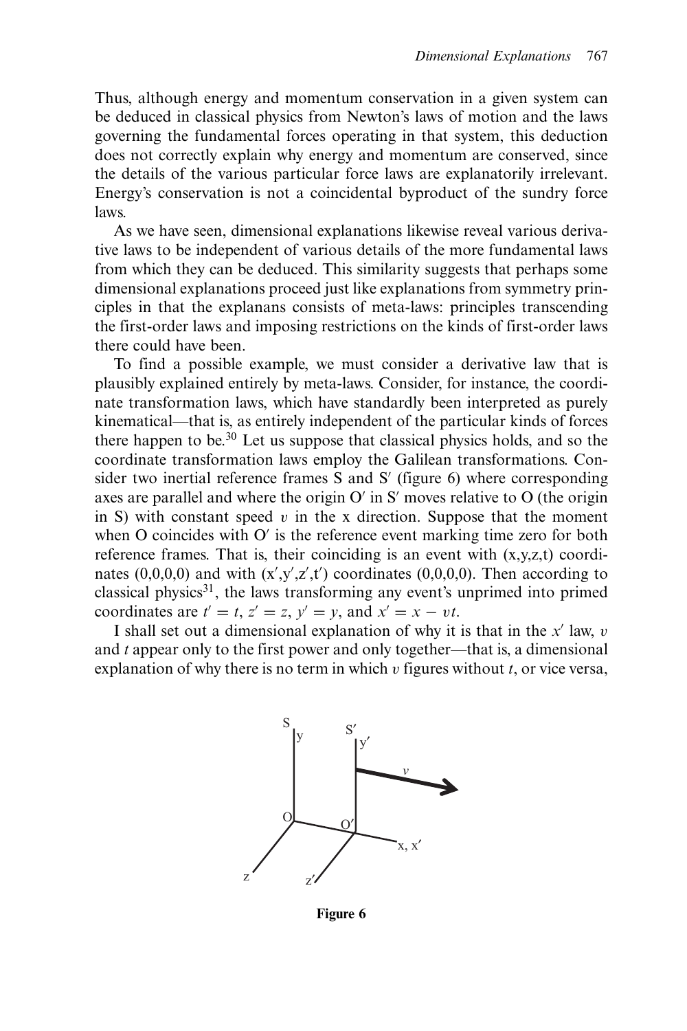Thus, although energy and momentum conservation in a given system can be deduced in classical physics from Newton's laws of motion and the laws governing the fundamental forces operating in that system, this deduction does not correctly explain why energy and momentum are conserved, since the details of the various particular force laws are explanatorily irrelevant. Energy's conservation is not a coincidental byproduct of the sundry force laws.

As we have seen, dimensional explanations likewise reveal various derivative laws to be independent of various details of the more fundamental laws from which they can be deduced. This similarity suggests that perhaps some dimensional explanations proceed just like explanations from symmetry principles in that the explanans consists of meta-laws: principles transcending the first-order laws and imposing restrictions on the kinds of first-order laws there could have been.

To find a possible example, we must consider a derivative law that is plausibly explained entirely by meta-laws. Consider, for instance, the coordinate transformation laws, which have standardly been interpreted as purely kinematical—that is, as entirely independent of the particular kinds of forces there happen to be.[30] Let us suppose that classical physics holds, and so the coordinate transformation laws employ the Galilean transformations. Consider two inertial reference frames S and S′ (figure 6) where corresponding axes are parallel and where the origin O′ in S′ moves relative to O (the origin in S) with constant speed $v$ in the x direction. Suppose that the moment when O coincides with O′ is the reference event marking time zero for both reference frames. That is, their coinciding is an event with (x,y,z,t) coordinates (0,0,0,0) and with (x′,y′,z′,t′) coordinates (0,0,0,0). Then according to classical physics[31], the laws transforming any event's unprimed into primed coordinates are $t' = t$, $z' = z$, $y' = y$, and $x' = x - vt$.

I shall set out a dimensional explanation of why it is that in the $x'$ law, $v$ and $t$ appear only to the first power and only together—that is, a dimensional explanation of why there is no term in which $v$ figures without $t$, or vice versa,

**Figure 6**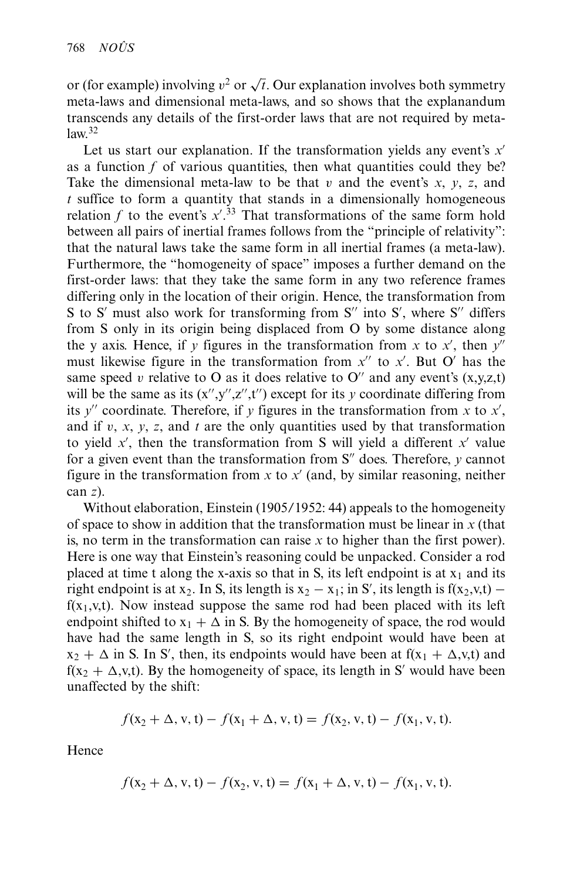or (for example) involving $v^2$ or $\sqrt{t}$. Our explanation involves both symmetry meta-laws and dimensional meta-laws, and so shows that the explanandum transcends any details of the first-order laws that are not required by meta-law.[32]

Let us start our explanation. If the transformation yields any event's $x'$ as a function $f$ of various quantities, then what quantities could they be? Take the dimensional meta-law to be that $v$ and the event's $x$, $y$, $z$, and $t$ suffice to form a quantity that stands in a dimensionally homogeneous relation $f$ to the event's $x'$.[33] That transformations of the same form hold between all pairs of inertial frames follows from the "principle of relativity": that the natural laws take the same form in all inertial frames (a meta-law). Furthermore, the "homogeneity of space" imposes a further demand on the first-order laws: that they take the same form in any two reference frames differing only in the location of their origin. Hence, the transformation from S to S′ must also work for transforming from S″ into S′, where S″ differs from S only in its origin being displaced from O by some distance along the y axis. Hence, if $y$ figures in the transformation from $x$ to $x'$, then $y''$ must likewise figure in the transformation from $x''$ to $x'$. But O′ has the same speed $v$ relative to O as it does relative to O″ and any event's (x,y,z,t) will be the same as its (x″,y″,z″,t″) except for its $y$ coordinate differing from its $y''$ coordinate. Therefore, if $y$ figures in the transformation from $x$ to $x'$, and if $v$, $x$, $y$, $z$, and $t$ are the only quantities used by that transformation to yield $x'$, then the transformation from S will yield a different $x'$ value for a given event than the transformation from S″ does. Therefore, $y$ cannot figure in the transformation from $x$ to $x'$ (and, by similar reasoning, neither can $z$).

Without elaboration, Einstein (1905/1952: 44) appeals to the homogeneity of space to show in addition that the transformation must be linear in $x$ (that is, no term in the transformation can raise $x$ to higher than the first power). Here is one way that Einstein's reasoning could be unpacked. Consider a rod placed at time t along the x-axis so that in S, its left endpoint is at $x_1$ and its right endpoint is at $x_2$. In S, its length is $x_2 - x_1$; in S′, its length is $f(x_2,v,t) - f(x_1,v,t)$. Now instead suppose the same rod had been placed with its left endpoint shifted to $x_1 + \Delta$ in S. By the homogeneity of space, the rod would have had the same length in S, so its right endpoint would have been at $x_2 + \Delta$ in S. In S′, then, its endpoints would have been at $f(x_1 + \Delta,v,t)$ and $f(x_2 + \Delta,v,t)$. By the homogeneity of space, its length in S′ would have been unaffected by the shift:

$$f(x_2 + \Delta, v, t) - f(x_1 + \Delta, v, t) = f(x_2, v, t) - f(x_1, v, t).$$

Hence

$$f(x_2 + \Delta, v, t) - f(x_2, v, t) = f(x_1 + \Delta, v, t) - f(x_1, v, t).$$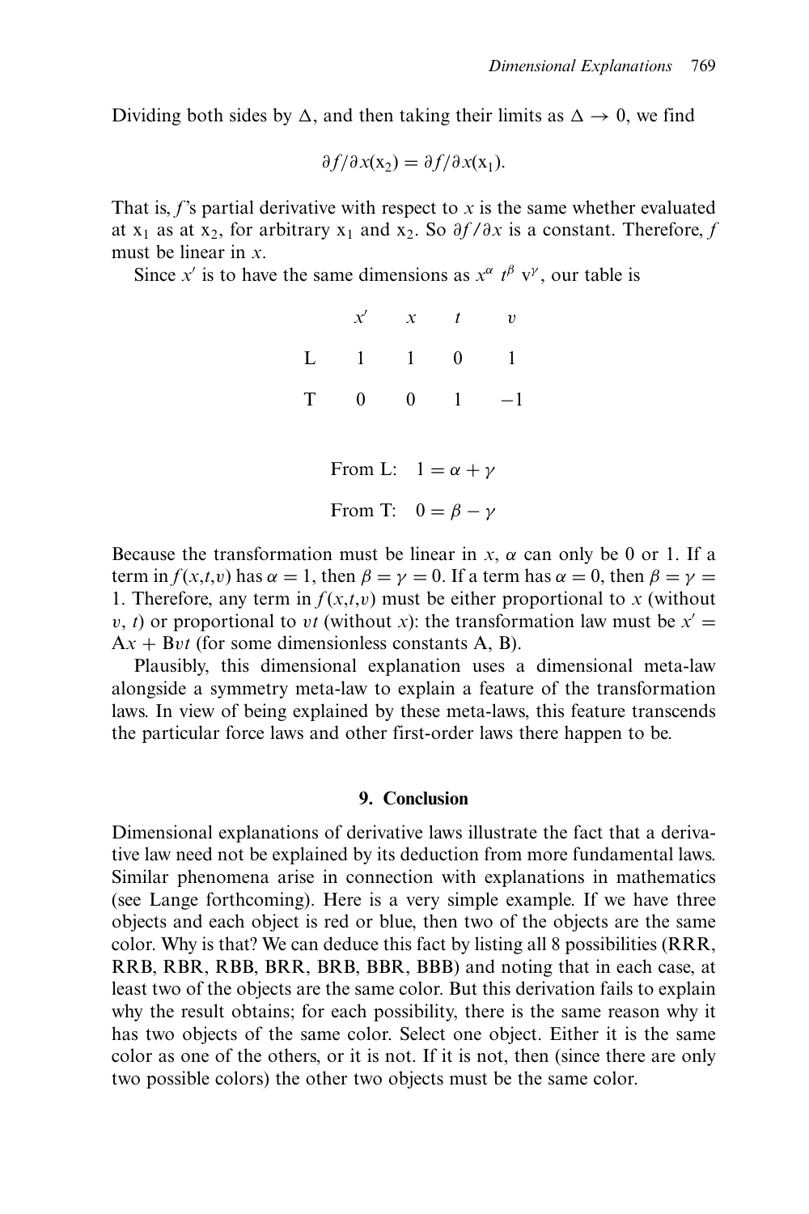Dividing both sides by $\Delta$, and then taking their limits as $\Delta \to 0$, we find

$$\partial f/\partial x(\mathrm{x}_2) = \partial f/\partial x(\mathrm{x}_1).$$

That is, $f$'s partial derivative with respect to $x$ is the same whether evaluated at $\mathrm{x}_1$ as at $\mathrm{x}_2$, for arbitrary $\mathrm{x}_1$ and $\mathrm{x}_2$. So $\partial f/\partial x$ is a constant. Therefore, $f$ must be linear in $x$.

Since $x'$ is to have the same dimensions as $x^\alpha\ t^\beta\ \mathrm{v}^\gamma$, our table is

| | $x'$ | $x$ | $t$ | $v$ |
|---|---|---|---|---|
| L | 1 | 1 | 0 | 1 |
| T | 0 | 0 | 1 | −1 |

From L: $1 = \alpha + \gamma$

From T: $0 = \beta - \gamma$

Because the transformation must be linear in $x$, $\alpha$ can only be 0 or 1. If a term in $f(x,t,v)$ has $\alpha = 1$, then $\beta = \gamma = 0$. If a term has $\alpha = 0$, then $\beta = \gamma = 1$. Therefore, any term in $f(x,t,v)$ must be either proportional to $x$ (without $v$, $t$) or proportional to $vt$ (without $x$): the transformation law must be $x' = \mathrm{A}x + \mathrm{B}vt$ (for some dimensionless constants A, B).

Plausibly, this dimensional explanation uses a dimensional meta-law alongside a symmetry meta-law to explain a feature of the transformation laws. In view of being explained by these meta-laws, this feature transcends the particular force laws and other first-order laws there happen to be.

## 9. Conclusion

Dimensional explanations of derivative laws illustrate the fact that a derivative law need not be explained by its deduction from more fundamental laws. Similar phenomena arise in connection with explanations in mathematics (see Lange forthcoming). Here is a very simple example. If we have three objects and each object is red or blue, then two of the objects are the same color. Why is that? We can deduce this fact by listing all 8 possibilities (RRR, RRB, RBR, RBB, BRR, BRB, BBR, BBB) and noting that in each case, at least two of the objects are the same color. But this derivation fails to explain why the result obtains; for each possibility, there is the same reason why it has two objects of the same color. Select one object. Either it is the same color as one of the others, or it is not. If it is not, then (since there are only two possible colors) the other two objects must be the same color.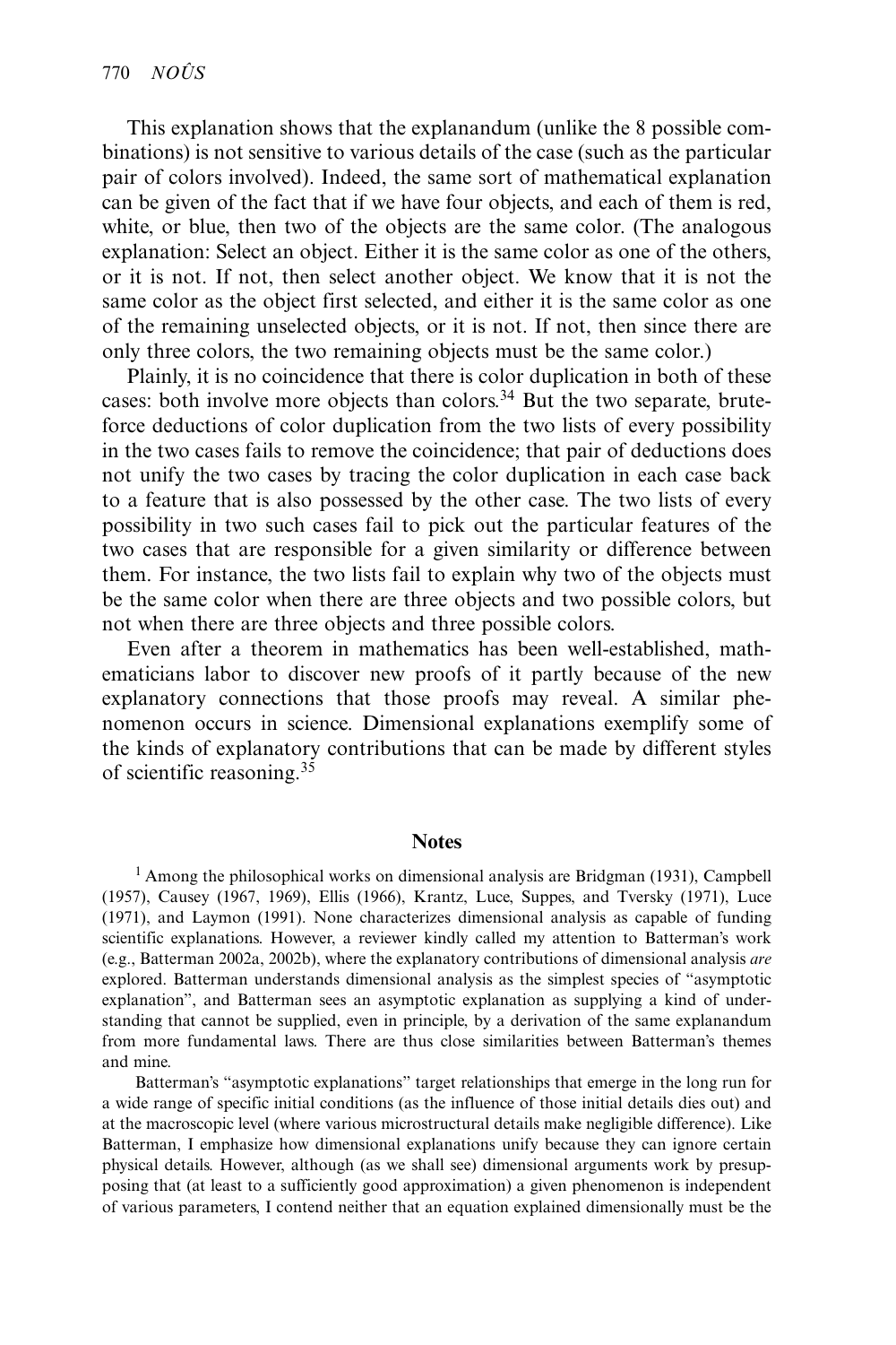This explanation shows that the explanandum (unlike the 8 possible combinations) is not sensitive to various details of the case (such as the particular pair of colors involved). Indeed, the same sort of mathematical explanation can be given of the fact that if we have four objects, and each of them is red, white, or blue, then two of the objects are the same color. (The analogous explanation: Select an object. Either it is the same color as one of the others, or it is not. If not, then select another object. We know that it is not the same color as the object first selected, and either it is the same color as one of the remaining unselected objects, or it is not. If not, then since there are only three colors, the two remaining objects must be the same color.)

Plainly, it is no coincidence that there is color duplication in both of these cases: both involve more objects than colors.[34] But the two separate, brute-force deductions of color duplication from the two lists of every possibility in the two cases fails to remove the coincidence; that pair of deductions does not unify the two cases by tracing the color duplication in each case back to a feature that is also possessed by the other case. The two lists of every possibility in two such cases fail to pick out the particular features of the two cases that are responsible for a given similarity or difference between them. For instance, the two lists fail to explain why two of the objects must be the same color when there are three objects and two possible colors, but not when there are three objects and three possible colors.

Even after a theorem in mathematics has been well-established, mathematicians labor to discover new proofs of it partly because of the new explanatory connections that those proofs may reveal. A similar phenomenon occurs in science. Dimensional explanations exemplify some of the kinds of explanatory contributions that can be made by different styles of scientific reasoning.[35]

## Notes

[1] Among the philosophical works on dimensional analysis are Bridgman (1931), Campbell (1957), Causey (1967, 1969), Ellis (1966), Krantz, Luce, Suppes, and Tversky (1971), Luce (1971), and Laymon (1991). None characterizes dimensional analysis as capable of funding scientific explanations. However, a reviewer kindly called my attention to Batterman's work (e.g., Batterman 2002a, 2002b), where the explanatory contributions of dimensional analysis *are* explored. Batterman understands dimensional analysis as the simplest species of "asymptotic explanation", and Batterman sees an asymptotic explanation as supplying a kind of understanding that cannot be supplied, even in principle, by a derivation of the same explanandum from more fundamental laws. There are thus close similarities between Batterman's themes and mine.

Batterman's "asymptotic explanations" target relationships that emerge in the long run for a wide range of specific initial conditions (as the influence of those initial details dies out) and at the macroscopic level (where various microstructural details make negligible difference). Like Batterman, I emphasize how dimensional explanations unify because they can ignore certain physical details. However, although (as we shall see) dimensional arguments work by presupposing that (at least to a sufficiently good approximation) a given phenomenon is independent of various parameters, I contend neither that an equation explained dimensionally must be the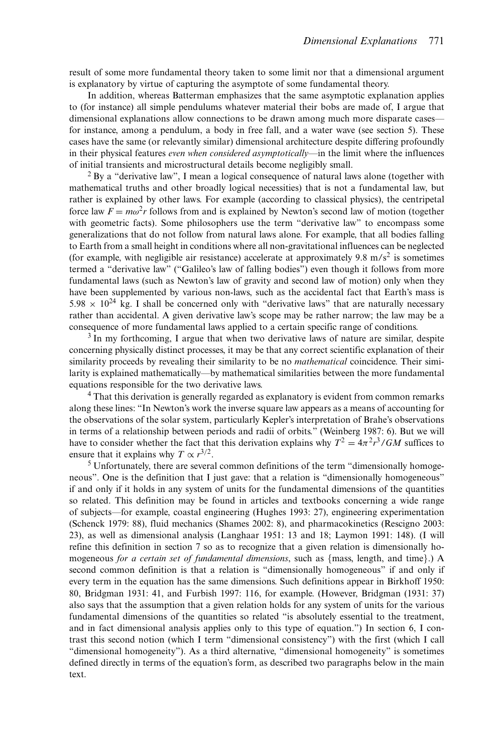result of some more fundamental theory taken to some limit nor that a dimensional argument is explanatory by virtue of capturing the asymptote of some fundamental theory.

In addition, whereas Batterman emphasizes that the same asymptotic explanation applies to (for instance) all simple pendulums whatever material their bobs are made of, I argue that dimensional explanations allow connections to be drawn among much more disparate cases—for instance, among a pendulum, a body in free fall, and a water wave (see section 5). These cases have the same (or relevantly similar) dimensional architecture despite differing profoundly in their physical features *even when considered asymptotically*—in the limit where the influences of initial transients and microstructural details become negligibly small.

[2] By a "derivative law", I mean a logical consequence of natural laws alone (together with mathematical truths and other broadly logical necessities) that is not a fundamental law, but rather is explained by other laws. For example (according to classical physics), the centripetal force law $F = m\omega^2 r$ follows from and is explained by Newton's second law of motion (together with geometric facts). Some philosophers use the term "derivative law" to encompass some generalizations that do not follow from natural laws alone. For example, that all bodies falling to Earth from a small height in conditions where all non-gravitational influences can be neglected (for example, with negligible air resistance) accelerate at approximately 9.8 m/s$^2$ is sometimes termed a "derivative law" ("Galileo's law of falling bodies") even though it follows from more fundamental laws (such as Newton's law of gravity and second law of motion) only when they have been supplemented by various non-laws, such as the accidental fact that Earth's mass is $5.98 \times 10^{24}$ kg. I shall be concerned only with "derivative laws" that are naturally necessary rather than accidental. A given derivative law's scope may be rather narrow; the law may be a consequence of more fundamental laws applied to a certain specific range of conditions.

[3] In my forthcoming, I argue that when two derivative laws of nature are similar, despite concerning physically distinct processes, it may be that any correct scientific explanation of their similarity proceeds by revealing their similarity to be no *mathematical* coincidence. Their similarity is explained mathematically—by mathematical similarities between the more fundamental equations responsible for the two derivative laws.

[4] That this derivation is generally regarded as explanatory is evident from common remarks along these lines: "In Newton's work the inverse square law appears as a means of accounting for the observations of the solar system, particularly Kepler's interpretation of Brahe's observations in terms of a relationship between periods and radii of orbits." (Weinberg 1987: 6). But we will have to consider whether the fact that this derivation explains why $T^2 = 4\pi^2 r^3/GM$ suffices to ensure that it explains why $T \propto r^{3/2}$.

[5] Unfortunately, there are several common definitions of the term "dimensionally homogeneous". One is the definition that I just gave: that a relation is "dimensionally homogeneous" if and only if it holds in any system of units for the fundamental dimensions of the quantities so related. This definition may be found in articles and textbooks concerning a wide range of subjects—for example, coastal engineering (Hughes 1993: 27), engineering experimentation (Schenck 1979: 88), fluid mechanics (Shames 2002: 8), and pharmacokinetics (Rescigno 2003: 23), as well as dimensional analysis (Langhaar 1951: 13 and 18; Laymon 1991: 148). (I will refine this definition in section 7 so as to recognize that a given relation is dimensionally homogeneous *for a certain set of fundamental dimensions*, such as {mass, length, and time}.) A second common definition is that a relation is "dimensionally homogeneous" if and only if every term in the equation has the same dimensions. Such definitions appear in Birkhoff 1950: 80, Bridgman 1931: 41, and Furbish 1997: 116, for example. (However, Bridgman (1931: 37) also says that the assumption that a given relation holds for any system of units for the various fundamental dimensions of the quantities so related "is absolutely essential to the treatment, and in fact dimensional analysis applies only to this type of equation.") In section 6, I contrast this second notion (which I term "dimensional consistency") with the first (which I call "dimensional homogeneity"). As a third alternative, "dimensional homogeneity" is sometimes defined directly in terms of the equation's form, as described two paragraphs below in the main text.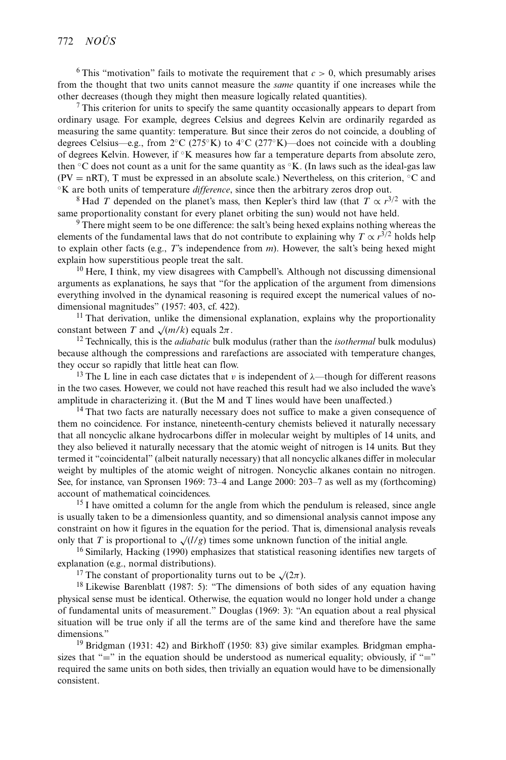[6] This "motivation" fails to motivate the requirement that $c > 0$, which presumably arises from the thought that two units cannot measure the *same* quantity if one increases while the other decreases (though they might then measure logically related quantities).

[7] This criterion for units to specify the same quantity occasionally appears to depart from ordinary usage. For example, degrees Celsius and degrees Kelvin are ordinarily regarded as measuring the same quantity: temperature. But since their zeros do not coincide, a doubling of degrees Celsius—e.g., from 2°C (275°K) to 4°C (277°K)—does not coincide with a doubling of degrees Kelvin. However, if °K measures how far a temperature departs from absolute zero, then °C does not count as a unit for the same quantity as °K. (In laws such as the ideal-gas law (PV = nRT), T must be expressed in an absolute scale.) Nevertheless, on this criterion, °C and °K are both units of temperature *difference*, since then the arbitrary zeros drop out.

[8] Had $T$ depended on the planet's mass, then Kepler's third law (that $T \propto r^{3/2}$ with the same proportionality constant for every planet orbiting the sun) would not have held.

[9] There might seem to be one difference: the salt's being hexed explains nothing whereas the elements of the fundamental laws that do not contribute to explaining why $T \propto r^{3/2}$ holds help to explain other facts (e.g., $T$'s independence from $m$). However, the salt's being hexed might explain how superstitious people treat the salt.

[10] Here, I think, my view disagrees with Campbell's. Although not discussing dimensional arguments as explanations, he says that "for the application of the argument from dimensions everything involved in the dynamical reasoning is required except the numerical values of no-dimensional magnitudes" (1957: 403, cf. 422).

[11] That derivation, unlike the dimensional explanation, explains why the proportionality constant between $T$ and $\sqrt{(m/k)}$ equals $2\pi$.

[12] Technically, this is the *adiabatic* bulk modulus (rather than the *isothermal* bulk modulus) because although the compressions and rarefactions are associated with temperature changes, they occur so rapidly that little heat can flow.

[13] The L line in each case dictates that $v$ is independent of $\lambda$—though for different reasons in the two cases. However, we could not have reached this result had we also included the wave's amplitude in characterizing it. (But the M and T lines would have been unaffected.)

[14] That two facts are naturally necessary does not suffice to make a given consequence of them no coincidence. For instance, nineteenth-century chemists believed it naturally necessary that all noncyclic alkane hydrocarbons differ in molecular weight by multiples of 14 units, and they also believed it naturally necessary that the atomic weight of nitrogen is 14 units. But they termed it "coincidental" (albeit naturally necessary) that all noncyclic alkanes differ in molecular weight by multiples of the atomic weight of nitrogen. Noncyclic alkanes contain no nitrogen. See, for instance, van Spronsen 1969: 73–4 and Lange 2000: 203–7 as well as my (forthcoming) account of mathematical coincidences.

[15] I have omitted a column for the angle from which the pendulum is released, since angle is usually taken to be a dimensionless quantity, and so dimensional analysis cannot impose any constraint on how it figures in the equation for the period. That is, dimensional analysis reveals only that $T$ is proportional to $\sqrt{(l/g)}$ times some unknown function of the initial angle.

[16] Similarly, Hacking (1990) emphasizes that statistical reasoning identifies new targets of explanation (e.g., normal distributions).

[17] The constant of proportionality turns out to be $\sqrt{(2\pi)}$.

[18] Likewise Barenblatt (1987: 5): "The dimensions of both sides of any equation having physical sense must be identical. Otherwise, the equation would no longer hold under a change of fundamental units of measurement." Douglas (1969: 3): "An equation about a real physical situation will be true only if all the terms are of the same kind and therefore have the same dimensions."

[19] Bridgman (1931: 42) and Birkhoff (1950: 83) give similar examples. Bridgman emphasizes that "=" in the equation should be understood as numerical equality; obviously, if "=" required the same units on both sides, then trivially an equation would have to be dimensionally consistent.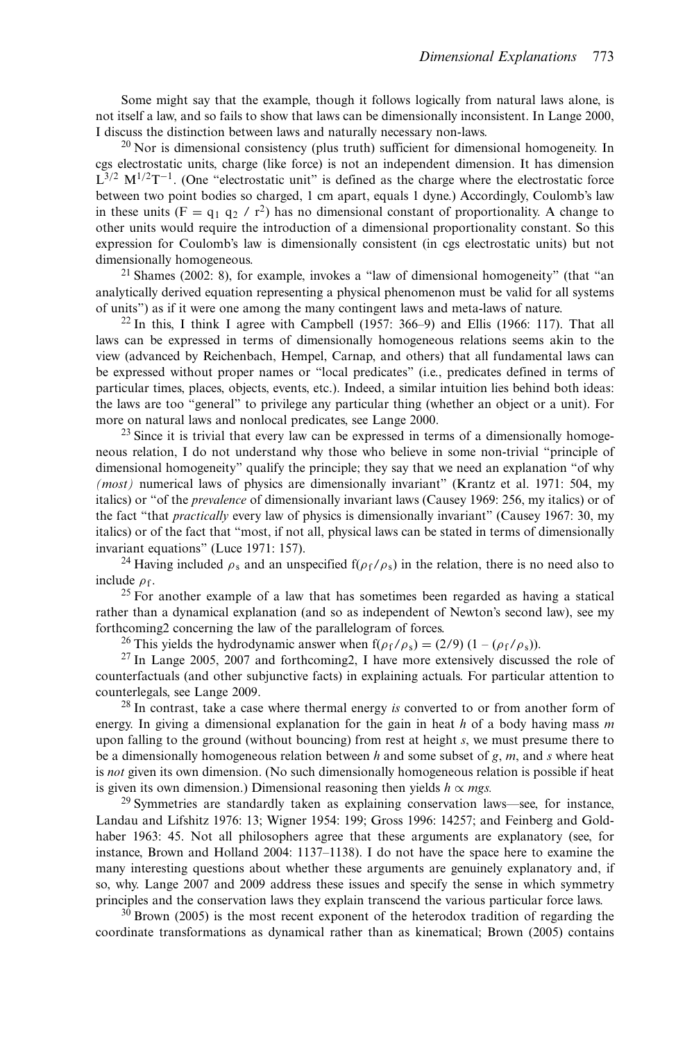Some might say that the example, though it follows logically from natural laws alone, is not itself a law, and so fails to show that laws can be dimensionally inconsistent. In Lange 2000, I discuss the distinction between laws and naturally necessary non-laws.

[20] Nor is dimensional consistency (plus truth) sufficient for dimensional homogeneity. In cgs electrostatic units, charge (like force) is not an independent dimension. It has dimension $L^{3/2}\ M^{1/2}T^{-1}$. (One "electrostatic unit" is defined as the charge where the electrostatic force between two point bodies so charged, 1 cm apart, equals 1 dyne.) Accordingly, Coulomb's law in these units ($F = q_1\ q_2\ /\ r^2$) has no dimensional constant of proportionality. A change to other units would require the introduction of a dimensional proportionality constant. So this expression for Coulomb's law is dimensionally consistent (in cgs electrostatic units) but not dimensionally homogeneous.

[21] Shames (2002: 8), for example, invokes a "law of dimensional homogeneity" (that "an analytically derived equation representing a physical phenomenon must be valid for all systems of units") as if it were one among the many contingent laws and meta-laws of nature.

[22] In this, I think I agree with Campbell (1957: 366–9) and Ellis (1966: 117). That all laws can be expressed in terms of dimensionally homogeneous relations seems akin to the view (advanced by Reichenbach, Hempel, Carnap, and others) that all fundamental laws can be expressed without proper names or "local predicates" (i.e., predicates defined in terms of particular times, places, objects, events, etc.). Indeed, a similar intuition lies behind both ideas: the laws are too "general" to privilege any particular thing (whether an object or a unit). For more on natural laws and nonlocal predicates, see Lange 2000.

[23] Since it is trivial that every law can be expressed in terms of a dimensionally homogeneous relation, I do not understand why those who believe in some non-trivial "principle of dimensional homogeneity" qualify the principle; they say that we need an explanation "of why *(most)* numerical laws of physics are dimensionally invariant" (Krantz et al. 1971: 504, my italics) or "of the *prevalence* of dimensionally invariant laws (Causey 1969: 256, my italics) or of the fact "that *practically* every law of physics is dimensionally invariant" (Causey 1967: 30, my italics) or of the fact that "most, if not all, physical laws can be stated in terms of dimensionally invariant equations" (Luce 1971: 157).

[24] Having included $\rho_s$ and an unspecified $f(\rho_f/\rho_s)$ in the relation, there is no need also to include $\rho_f$.

[25] For another example of a law that has sometimes been regarded as having a statical rather than a dynamical explanation (and so as independent of Newton's second law), see my forthcoming2 concerning the law of the parallelogram of forces.

[26] This yields the hydrodynamic answer when $f(\rho_f/\rho_s) = (2/9)\ (1 - (\rho_f/\rho_s))$.

[27] In Lange 2005, 2007 and forthcoming2, I have more extensively discussed the role of counterfactuals (and other subjunctive facts) in explaining actuals. For particular attention to counterlegals, see Lange 2009.

[28] In contrast, take a case where thermal energy *is* converted to or from another form of energy. In giving a dimensional explanation for the gain in heat $h$ of a body having mass $m$ upon falling to the ground (without bouncing) from rest at height $s$, we must presume there to be a dimensionally homogeneous relation between $h$ and some subset of $g$, $m$, and $s$ where heat is *not* given its own dimension. (No such dimensionally homogeneous relation is possible if heat is given its own dimension.) Dimensional reasoning then yields $h \propto mgs$.

[29] Symmetries are standardly taken as explaining conservation laws—see, for instance, Landau and Lifshitz 1976: 13; Wigner 1954: 199; Gross 1996: 14257; and Feinberg and Goldhaber 1963: 45. Not all philosophers agree that these arguments are explanatory (see, for instance, Brown and Holland 2004: 1137–1138). I do not have the space here to examine the many interesting questions about whether these arguments are genuinely explanatory and, if so, why. Lange 2007 and 2009 address these issues and specify the sense in which symmetry principles and the conservation laws they explain transcend the various particular force laws.

[30] Brown (2005) is the most recent exponent of the heterodox tradition of regarding the coordinate transformations as dynamical rather than as kinematical; Brown (2005) contains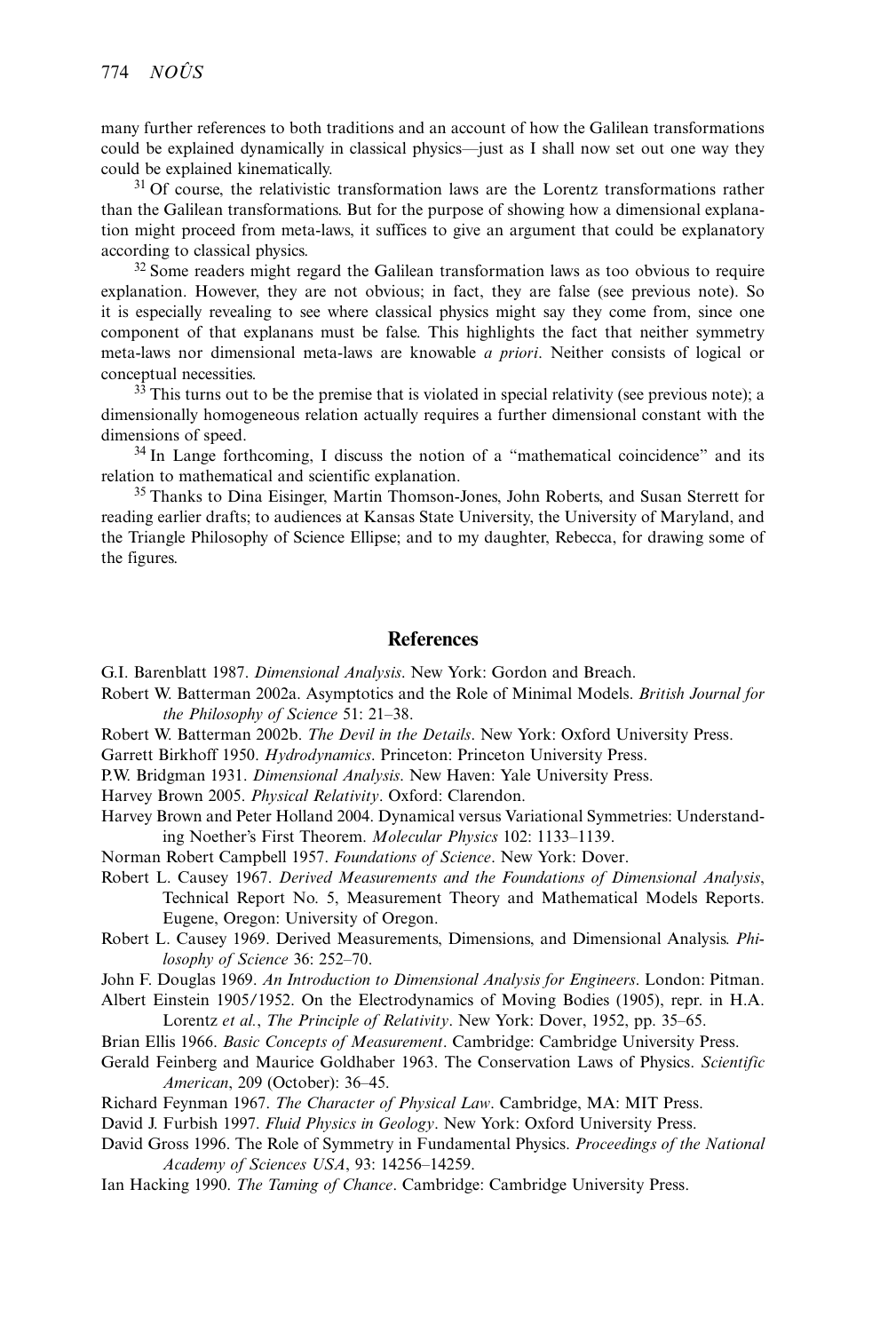many further references to both traditions and an account of how the Galilean transformations could be explained dynamically in classical physics—just as I shall now set out one way they could be explained kinematically.

[31] Of course, the relativistic transformation laws are the Lorentz transformations rather than the Galilean transformations. But for the purpose of showing how a dimensional explanation might proceed from meta-laws, it suffices to give an argument that could be explanatory according to classical physics.

[32] Some readers might regard the Galilean transformation laws as too obvious to require explanation. However, they are not obvious; in fact, they are false (see previous note). So it is especially revealing to see where classical physics might say they come from, since one component of that explanans must be false. This highlights the fact that neither symmetry meta-laws nor dimensional meta-laws are knowable *a priori*. Neither consists of logical or conceptual necessities.

[33] This turns out to be the premise that is violated in special relativity (see previous note); a dimensionally homogeneous relation actually requires a further dimensional constant with the dimensions of speed.

[34] In Lange forthcoming, I discuss the notion of a "mathematical coincidence" and its relation to mathematical and scientific explanation.

[35] Thanks to Dina Eisinger, Martin Thomson-Jones, John Roberts, and Susan Sterrett for reading earlier drafts; to audiences at Kansas State University, the University of Maryland, and the Triangle Philosophy of Science Ellipse; and to my daughter, Rebecca, for drawing some of the figures.

## References

G.I. Barenblatt 1987. *Dimensional Analysis*. New York: Gordon and Breach.

Robert W. Batterman 2002a. Asymptotics and the Role of Minimal Models. *British Journal for the Philosophy of Science* 51: 21–38.

Robert W. Batterman 2002b. *The Devil in the Details*. New York: Oxford University Press.

Garrett Birkhoff 1950. *Hydrodynamics*. Princeton: Princeton University Press.

P.W. Bridgman 1931. *Dimensional Analysis*. New Haven: Yale University Press.

Harvey Brown 2005. *Physical Relativity*. Oxford: Clarendon.

Harvey Brown and Peter Holland 2004. Dynamical versus Variational Symmetries: Understanding Noether's First Theorem. *Molecular Physics* 102: 1133–1139.

Norman Robert Campbell 1957. *Foundations of Science*. New York: Dover.

Robert L. Causey 1967. *Derived Measurements and the Foundations of Dimensional Analysis*, Technical Report No. 5, Measurement Theory and Mathematical Models Reports. Eugene, Oregon: University of Oregon.

Robert L. Causey 1969. Derived Measurements, Dimensions, and Dimensional Analysis. *Philosophy of Science* 36: 252–70.

John F. Douglas 1969. *An Introduction to Dimensional Analysis for Engineers*. London: Pitman.

Albert Einstein 1905/1952. On the Electrodynamics of Moving Bodies (1905), repr. in H.A. Lorentz *et al.*, *The Principle of Relativity*. New York: Dover, 1952, pp. 35–65.

Brian Ellis 1966. *Basic Concepts of Measurement*. Cambridge: Cambridge University Press.

Gerald Feinberg and Maurice Goldhaber 1963. The Conservation Laws of Physics. *Scientific American*, 209 (October): 36–45.

Richard Feynman 1967. *The Character of Physical Law*. Cambridge, MA: MIT Press.

David J. Furbish 1997. *Fluid Physics in Geology*. New York: Oxford University Press.

David Gross 1996. The Role of Symmetry in Fundamental Physics. *Proceedings of the National Academy of Sciences USA*, 93: 14256–14259.

Ian Hacking 1990. *The Taming of Chance*. Cambridge: Cambridge University Press.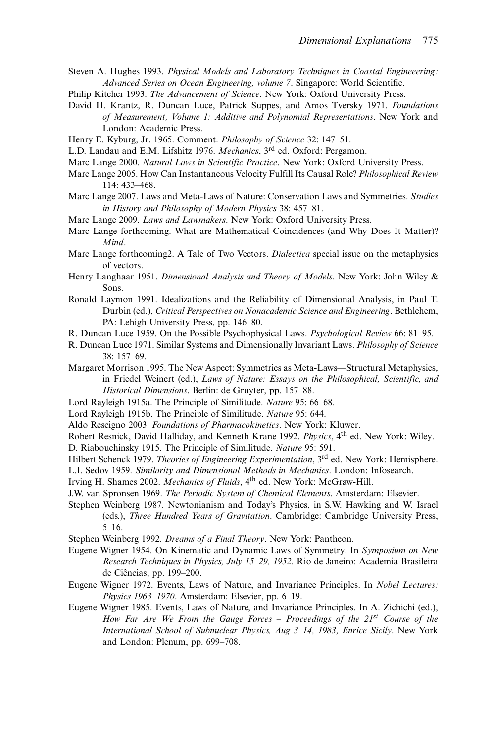Steven A. Hughes 1993. *Physical Models and Laboratory Techniques in Coastal Engineering: Advanced Series on Ocean Engineering, volume 7*. Singapore: World Scientific.

Philip Kitcher 1993. *The Advancement of Science*. New York: Oxford University Press.

David H. Krantz, R. Duncan Luce, Patrick Suppes, and Amos Tversky 1971. *Foundations of Measurement, Volume 1: Additive and Polynomial Representations*. New York and London: Academic Press.

Henry E. Kyburg, Jr. 1965. Comment. *Philosophy of Science* 32: 147–51.

L.D. Landau and E.M. Lifshitz 1976. *Mechanics*, 3rd ed. Oxford: Pergamon.

Marc Lange 2000. *Natural Laws in Scientific Practice*. New York: Oxford University Press.

Marc Lange 2005. How Can Instantaneous Velocity Fulfill Its Causal Role? *Philosophical Review* 114: 433–468.

Marc Lange 2007. Laws and Meta-Laws of Nature: Conservation Laws and Symmetries. *Studies in History and Philosophy of Modern Physics* 38: 457–81.

Marc Lange 2009. *Laws and Lawmakers*. New York: Oxford University Press.

Marc Lange forthcoming. What are Mathematical Coincidences (and Why Does It Matter)? *Mind*.

Marc Lange forthcoming2. A Tale of Two Vectors. *Dialectica* special issue on the metaphysics of vectors.

Henry Langhaar 1951. *Dimensional Analysis and Theory of Models*. New York: John Wiley & Sons.

Ronald Laymon 1991. Idealizations and the Reliability of Dimensional Analysis, in Paul T. Durbin (ed.), *Critical Perspectives on Nonacademic Science and Engineering*. Bethlehem, PA: Lehigh University Press, pp. 146–80.

R. Duncan Luce 1959. On the Possible Psychophysical Laws. *Psychological Review* 66: 81–95.

R. Duncan Luce 1971. Similar Systems and Dimensionally Invariant Laws. *Philosophy of Science* 38: 157–69.

Margaret Morrison 1995. The New Aspect: Symmetries as Meta-Laws—Structural Metaphysics, in Friedel Weinert (ed.), *Laws of Nature: Essays on the Philosophical, Scientific, and Historical Dimensions*. Berlin: de Gruyter, pp. 157–88.

Lord Rayleigh 1915a. The Principle of Similitude. *Nature* 95: 66–68.

Lord Rayleigh 1915b. The Principle of Similitude. *Nature* 95: 644.

Aldo Rescigno 2003. *Foundations of Pharmacokinetics*. New York: Kluwer.

Robert Resnick, David Halliday, and Kenneth Krane 1992. *Physics*, 4th ed. New York: Wiley.

D. Riabouchinsky 1915. The Principle of Similitude. *Nature* 95: 591.

Hilbert Schenck 1979. *Theories of Engineering Experimentation*, 3rd ed. New York: Hemisphere.

L.I. Sedov 1959. *Similarity and Dimensional Methods in Mechanics*. London: Infosearch.

Irving H. Shames 2002. *Mechanics of Fluids*, 4th ed. New York: McGraw-Hill.

J.W. van Spronsen 1969. *The Periodic System of Chemical Elements*. Amsterdam: Elsevier.

Stephen Weinberg 1987. Newtonianism and Today's Physics, in S.W. Hawking and W. Israel (eds.), *Three Hundred Years of Gravitation*. Cambridge: Cambridge University Press, 5–16.

Stephen Weinberg 1992. *Dreams of a Final Theory*. New York: Pantheon.

Eugene Wigner 1954. On Kinematic and Dynamic Laws of Symmetry. In *Symposium on New Research Techniques in Physics, July 15–29, 1952*. Rio de Janeiro: Academia Brasileira de Ciências, pp. 199–200.

Eugene Wigner 1972. Events, Laws of Nature, and Invariance Principles. In *Nobel Lectures: Physics 1963–1970*. Amsterdam: Elsevier, pp. 6–19.

Eugene Wigner 1985. Events, Laws of Nature, and Invariance Principles. In A. Zichichi (ed.), *How Far Are We From the Gauge Forces – Proceedings of the 21st Course of the International School of Subnuclear Physics, Aug 3–14, 1983, Enrice Sicily*. New York and London: Plenum, pp. 699–708.